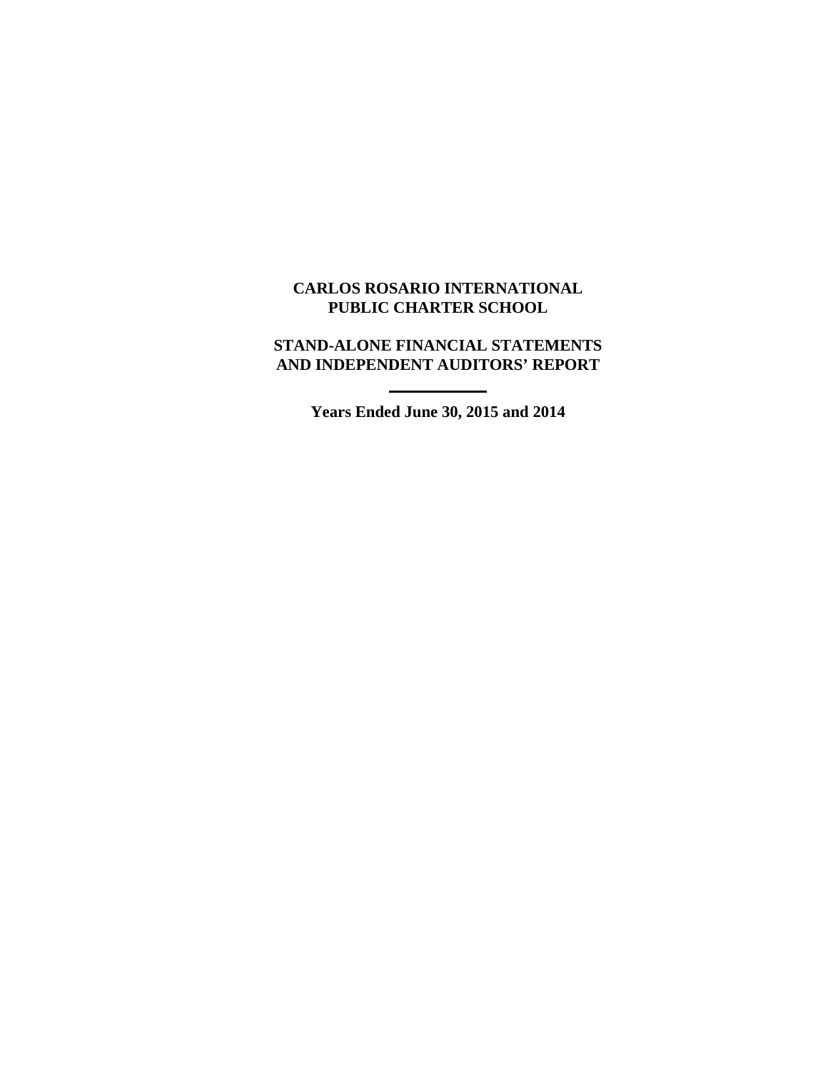# CARLOS ROSARIO INTERNATIONAL PUBLIC CHARTER SCHOOL

## STAND-ALONE FINANCIAL STATEMENTS AND INDEPENDENT AUDITORS' REPORT

---

**Years Ended June 30, 2015 and 2014**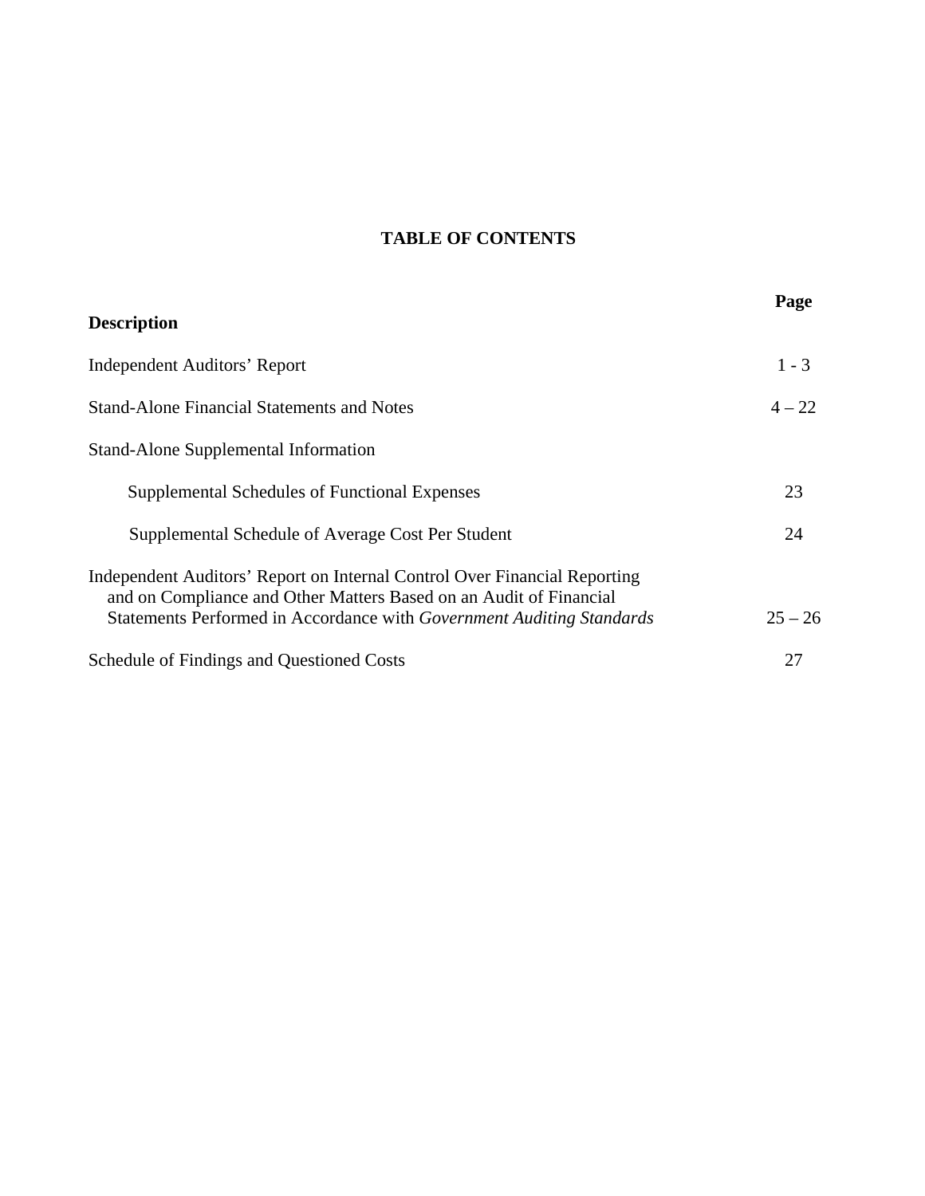# TABLE OF CONTENTS

| **Description** | **Page** |
|---|---|
| Independent Auditors' Report | 1 - 3 |
| Stand-Alone Financial Statements and Notes | 4 – 22 |
| Stand-Alone Supplemental Information | |
| Supplemental Schedules of Functional Expenses | 23 |
| Supplemental Schedule of Average Cost Per Student | 24 |
| Independent Auditors' Report on Internal Control Over Financial Reporting and on Compliance and Other Matters Based on an Audit of Financial Statements Performed in Accordance with *Government Auditing Standards* | 25 – 26 |
| Schedule of Findings and Questioned Costs | 27 |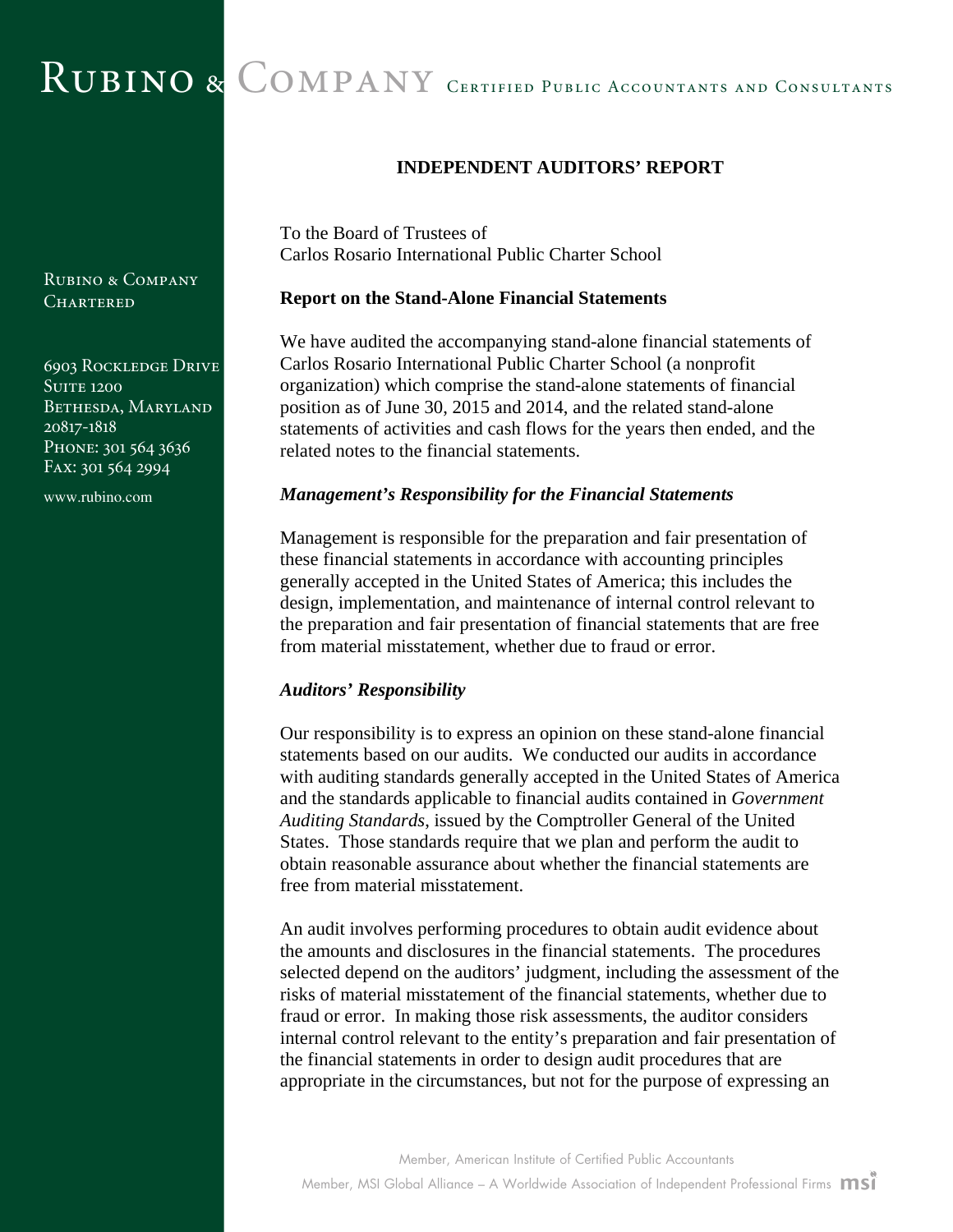# RUBINO & COMPANY CERTIFIED PUBLIC ACCOUNTANTS AND CONSULTANTS

RUBINO & COMPANY
CHARTERED

6903 ROCKLEDGE DRIVE
SUITE 1200
BETHESDA, MARYLAND
20817-1818
PHONE: 301 564 3636
FAX: 301 564 2994

www.rubino.com

## INDEPENDENT AUDITORS' REPORT

To the Board of Trustees of
Carlos Rosario International Public Charter School

### Report on the Stand-Alone Financial Statements

We have audited the accompanying stand-alone financial statements of Carlos Rosario International Public Charter School (a nonprofit organization) which comprise the stand-alone statements of financial position as of June 30, 2015 and 2014, and the related stand-alone statements of activities and cash flows for the years then ended, and the related notes to the financial statements.

#### *Management's Responsibility for the Financial Statements*

Management is responsible for the preparation and fair presentation of these financial statements in accordance with accounting principles generally accepted in the United States of America; this includes the design, implementation, and maintenance of internal control relevant to the preparation and fair presentation of financial statements that are free from material misstatement, whether due to fraud or error.

#### *Auditors' Responsibility*

Our responsibility is to express an opinion on these stand-alone financial statements based on our audits. We conducted our audits in accordance with auditing standards generally accepted in the United States of America and the standards applicable to financial audits contained in *Government Auditing Standards*, issued by the Comptroller General of the United States. Those standards require that we plan and perform the audit to obtain reasonable assurance about whether the financial statements are free from material misstatement.

An audit involves performing procedures to obtain audit evidence about the amounts and disclosures in the financial statements. The procedures selected depend on the auditors' judgment, including the assessment of the risks of material misstatement of the financial statements, whether due to fraud or error. In making those risk assessments, the auditor considers internal control relevant to the entity's preparation and fair presentation of the financial statements in order to design audit procedures that are appropriate in the circumstances, but not for the purpose of expressing an

Member, American Institute of Certified Public Accountants
Member, MSI Global Alliance – A Worldwide Association of Independent Professional Firms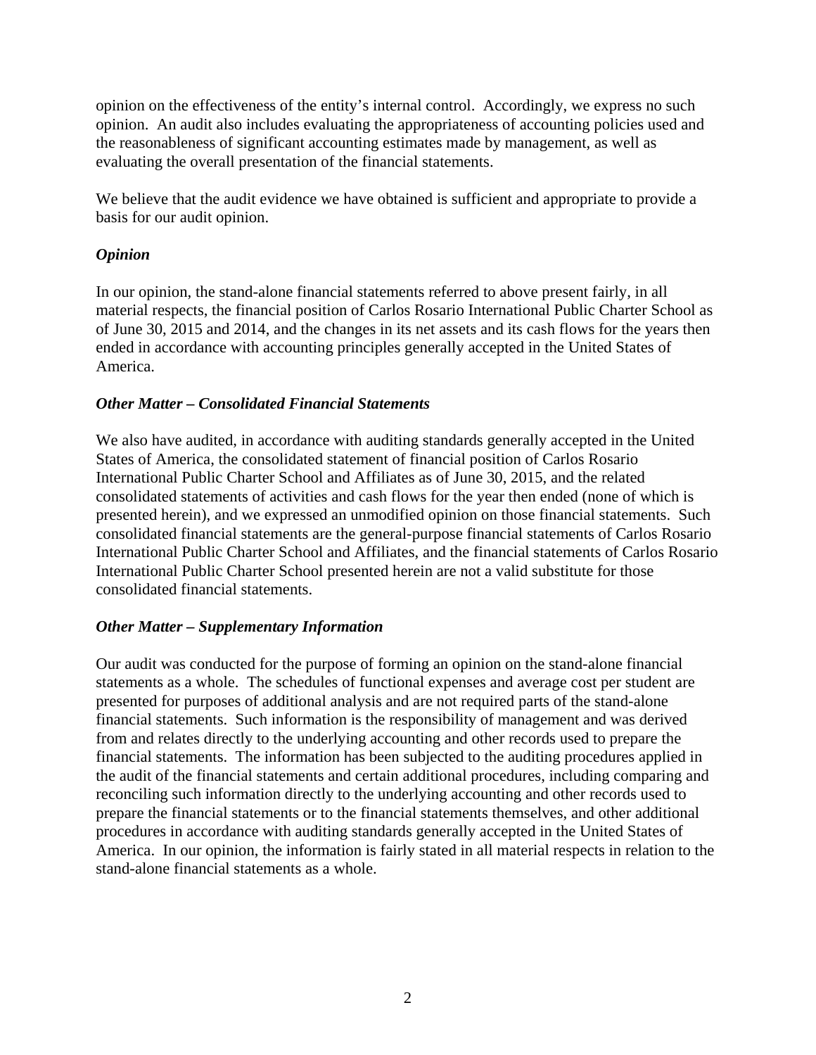opinion on the effectiveness of the entity's internal control. Accordingly, we express no such opinion. An audit also includes evaluating the appropriateness of accounting policies used and the reasonableness of significant accounting estimates made by management, as well as evaluating the overall presentation of the financial statements.

We believe that the audit evidence we have obtained is sufficient and appropriate to provide a basis for our audit opinion.

### *Opinion*

In our opinion, the stand-alone financial statements referred to above present fairly, in all material respects, the financial position of Carlos Rosario International Public Charter School as of June 30, 2015 and 2014, and the changes in its net assets and its cash flows for the years then ended in accordance with accounting principles generally accepted in the United States of America.

### *Other Matter – Consolidated Financial Statements*

We also have audited, in accordance with auditing standards generally accepted in the United States of America, the consolidated statement of financial position of Carlos Rosario International Public Charter School and Affiliates as of June 30, 2015, and the related consolidated statements of activities and cash flows for the year then ended (none of which is presented herein), and we expressed an unmodified opinion on those financial statements. Such consolidated financial statements are the general-purpose financial statements of Carlos Rosario International Public Charter School and Affiliates, and the financial statements of Carlos Rosario International Public Charter School presented herein are not a valid substitute for those consolidated financial statements.

### *Other Matter – Supplementary Information*

Our audit was conducted for the purpose of forming an opinion on the stand-alone financial statements as a whole. The schedules of functional expenses and average cost per student are presented for purposes of additional analysis and are not required parts of the stand-alone financial statements. Such information is the responsibility of management and was derived from and relates directly to the underlying accounting and other records used to prepare the financial statements. The information has been subjected to the auditing procedures applied in the audit of the financial statements and certain additional procedures, including comparing and reconciling such information directly to the underlying accounting and other records used to prepare the financial statements or to the financial statements themselves, and other additional procedures in accordance with auditing standards generally accepted in the United States of America. In our opinion, the information is fairly stated in all material respects in relation to the stand-alone financial statements as a whole.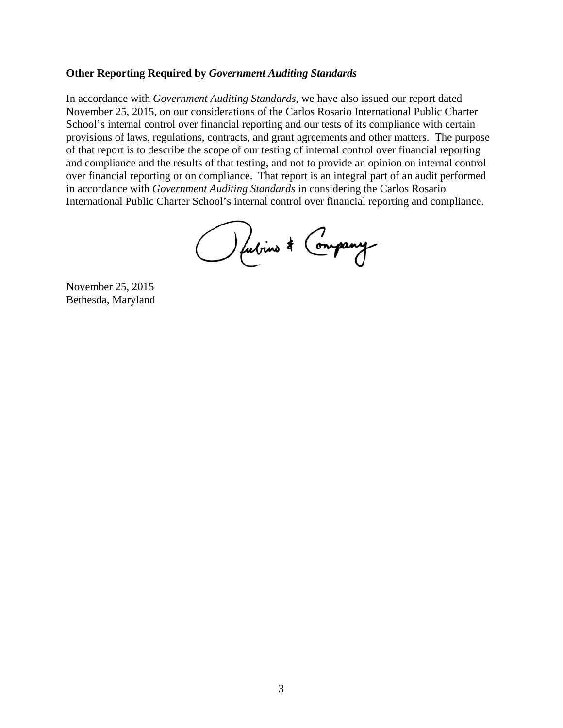### Other Reporting Required by *Government Auditing Standards*

In accordance with *Government Auditing Standards*, we have also issued our report dated November 25, 2015, on our considerations of the Carlos Rosario International Public Charter School's internal control over financial reporting and our tests of its compliance with certain provisions of laws, regulations, contracts, and grant agreements and other matters. The purpose of that report is to describe the scope of our testing of internal control over financial reporting and compliance and the results of that testing, and not to provide an opinion on internal control over financial reporting or on compliance. That report is an integral part of an audit performed in accordance with *Government Auditing Standards* in considering the Carlos Rosario International Public Charter School's internal control over financial reporting and compliance.

Rubino & Company

November 25, 2015
Bethesda, Maryland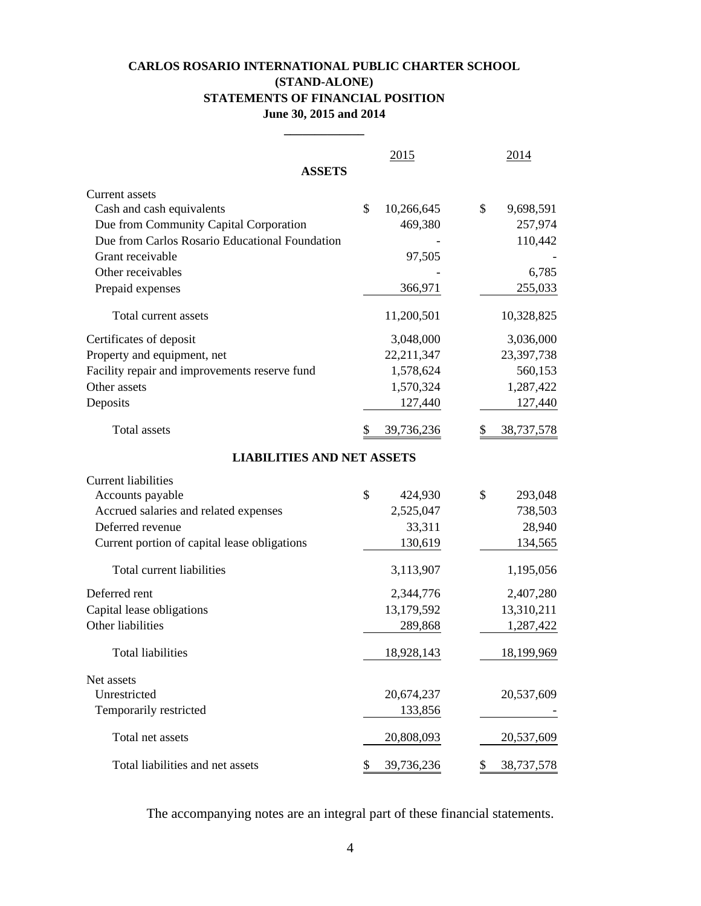# CARLOS ROSARIO INTERNATIONAL PUBLIC CHARTER SCHOOL
## (STAND-ALONE)
## STATEMENTS OF FINANCIAL POSITION
### June 30, 2015 and 2014

| | 2015 | 2014 |
|---|---|---|
| **ASSETS** | | |
| Current assets | | |
| Cash and cash equivalents | $ 10,266,645 | $ 9,698,591 |
| Due from Community Capital Corporation | 469,380 | 257,974 |
| Due from Carlos Rosario Educational Foundation | - | 110,442 |
| Grant receivable | 97,505 | - |
| Other receivables | - | 6,785 |
| Prepaid expenses | 366,971 | 255,033 |
| Total current assets | 11,200,501 | 10,328,825 |
| Certificates of deposit | 3,048,000 | 3,036,000 |
| Property and equipment, net | 22,211,347 | 23,397,738 |
| Facility repair and improvements reserve fund | 1,578,624 | 560,153 |
| Other assets | 1,570,324 | 1,287,422 |
| Deposits | 127,440 | 127,440 |
| Total assets | $ 39,736,236 | $ 38,737,578 |
| **LIABILITIES AND NET ASSETS** | | |
| Current liabilities | | |
| Accounts payable | $ 424,930 | $ 293,048 |
| Accrued salaries and related expenses | 2,525,047 | 738,503 |
| Deferred revenue | 33,311 | 28,940 |
| Current portion of capital lease obligations | 130,619 | 134,565 |
| Total current liabilities | 3,113,907 | 1,195,056 |
| Deferred rent | 2,344,776 | 2,407,280 |
| Capital lease obligations | 13,179,592 | 13,310,211 |
| Other liabilities | 289,868 | 1,287,422 |
| Total liabilities | 18,928,143 | 18,199,969 |
| Net assets | | |
| Unrestricted | 20,674,237 | 20,537,609 |
| Temporarily restricted | 133,856 | - |
| Total net assets | 20,808,093 | 20,537,609 |
| Total liabilities and net assets | $ 39,736,236 | $ 38,737,578 |

The accompanying notes are an integral part of these financial statements.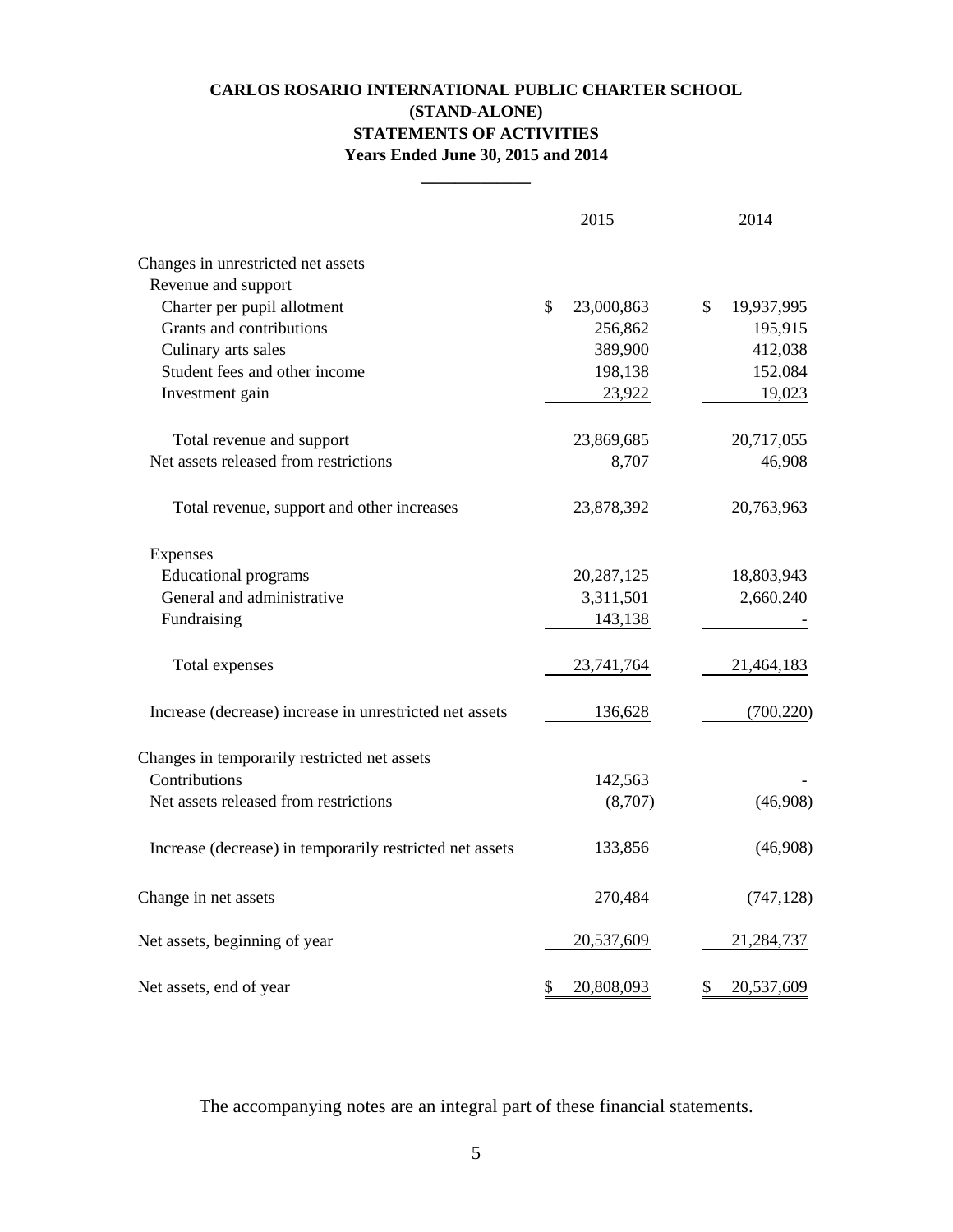# CARLOS ROSARIO INTERNATIONAL PUBLIC CHARTER SCHOOL
## (STAND-ALONE)
## STATEMENTS OF ACTIVITIES
### Years Ended June 30, 2015 and 2014

| | 2015 | 2014 |
|---|---|---|
| Changes in unrestricted net assets | | |
| Revenue and support | | |
| Charter per pupil allotment | $ 23,000,863 | $ 19,937,995 |
| Grants and contributions | 256,862 | 195,915 |
| Culinary arts sales | 389,900 | 412,038 |
| Student fees and other income | 198,138 | 152,084 |
| Investment gain | 23,922 | 19,023 |
| Total revenue and support | 23,869,685 | 20,717,055 |
| Net assets released from restrictions | 8,707 | 46,908 |
| Total revenue, support and other increases | 23,878,392 | 20,763,963 |
| Expenses | | |
| Educational programs | 20,287,125 | 18,803,943 |
| General and administrative | 3,311,501 | 2,660,240 |
| Fundraising | 143,138 | - |
| Total expenses | 23,741,764 | 21,464,183 |
| Increase (decrease) increase in unrestricted net assets | 136,628 | (700,220) |
| Changes in temporarily restricted net assets | | |
| Contributions | 142,563 | - |
| Net assets released from restrictions | (8,707) | (46,908) |
| Increase (decrease) in temporarily restricted net assets | 133,856 | (46,908) |
| Change in net assets | 270,484 | (747,128) |
| Net assets, beginning of year | 20,537,609 | 21,284,737 |
| Net assets, end of year | $ 20,808,093 | $ 20,537,609 |

The accompanying notes are an integral part of these financial statements.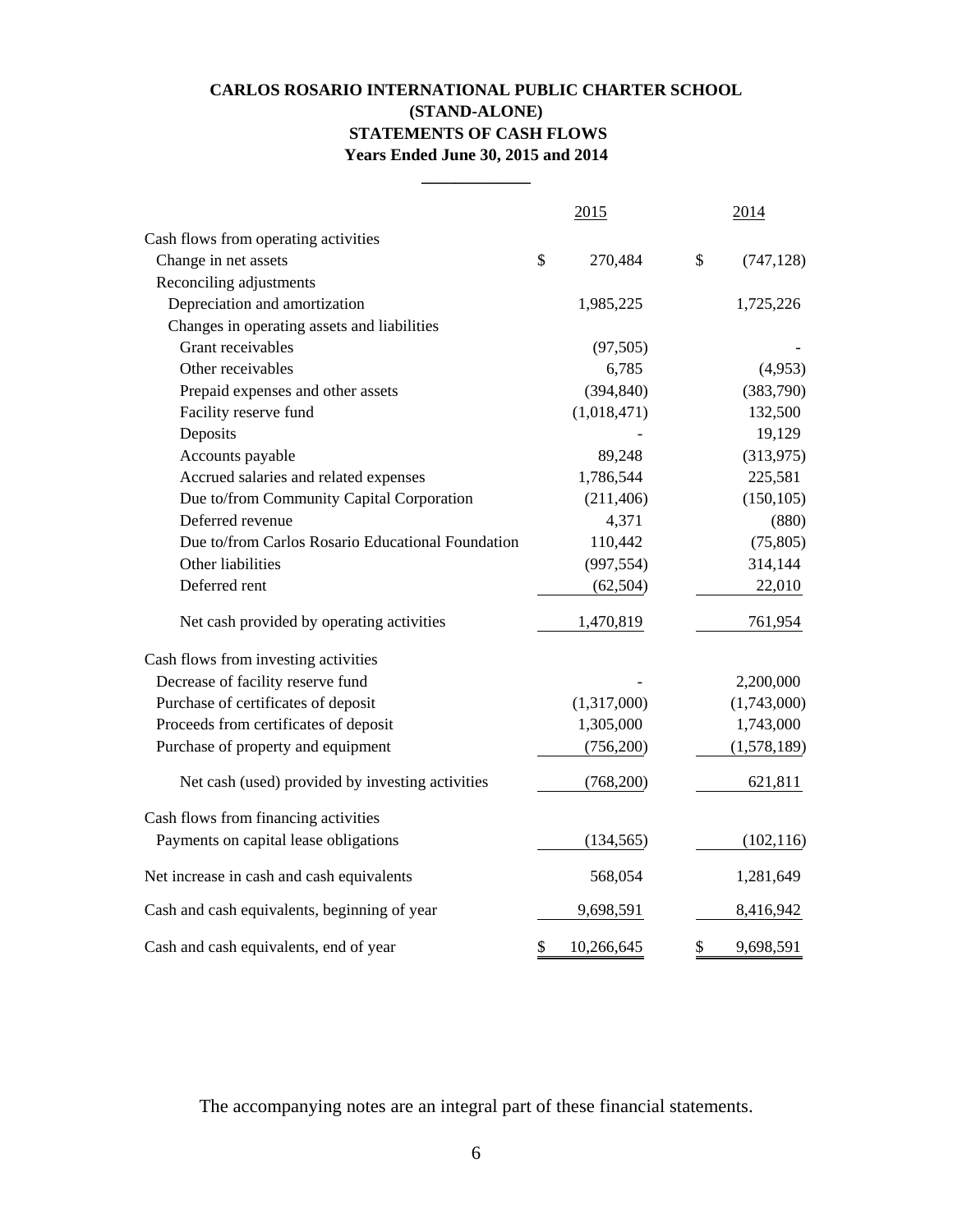# CARLOS ROSARIO INTERNATIONAL PUBLIC CHARTER SCHOOL
## (STAND-ALONE)
## STATEMENTS OF CASH FLOWS
### Years Ended June 30, 2015 and 2014

| | 2015 | 2014 |
|---|---|---|
| Cash flows from operating activities | | |
| Change in net assets | $ 270,484 | $ (747,128) |
| Reconciling adjustments | | |
| Depreciation and amortization | 1,985,225 | 1,725,226 |
| Changes in operating assets and liabilities | | |
| Grant receivables | (97,505) | - |
| Other receivables | 6,785 | (4,953) |
| Prepaid expenses and other assets | (394,840) | (383,790) |
| Facility reserve fund | (1,018,471) | 132,500 |
| Deposits | - | 19,129 |
| Accounts payable | 89,248 | (313,975) |
| Accrued salaries and related expenses | 1,786,544 | 225,581 |
| Due to/from Community Capital Corporation | (211,406) | (150,105) |
| Deferred revenue | 4,371 | (880) |
| Due to/from Carlos Rosario Educational Foundation | 110,442 | (75,805) |
| Other liabilities | (997,554) | 314,144 |
| Deferred rent | (62,504) | 22,010 |
| Net cash provided by operating activities | 1,470,819 | 761,954 |
| Cash flows from investing activities | | |
| Decrease of facility reserve fund | - | 2,200,000 |
| Purchase of certificates of deposit | (1,317,000) | (1,743,000) |
| Proceeds from certificates of deposit | 1,305,000 | 1,743,000 |
| Purchase of property and equipment | (756,200) | (1,578,189) |
| Net cash (used) provided by investing activities | (768,200) | 621,811 |
| Cash flows from financing activities | | |
| Payments on capital lease obligations | (134,565) | (102,116) |
| Net increase in cash and cash equivalents | 568,054 | 1,281,649 |
| Cash and cash equivalents, beginning of year | 9,698,591 | 8,416,942 |
| Cash and cash equivalents, end of year | $ 10,266,645 | $ 9,698,591 |

The accompanying notes are an integral part of these financial statements.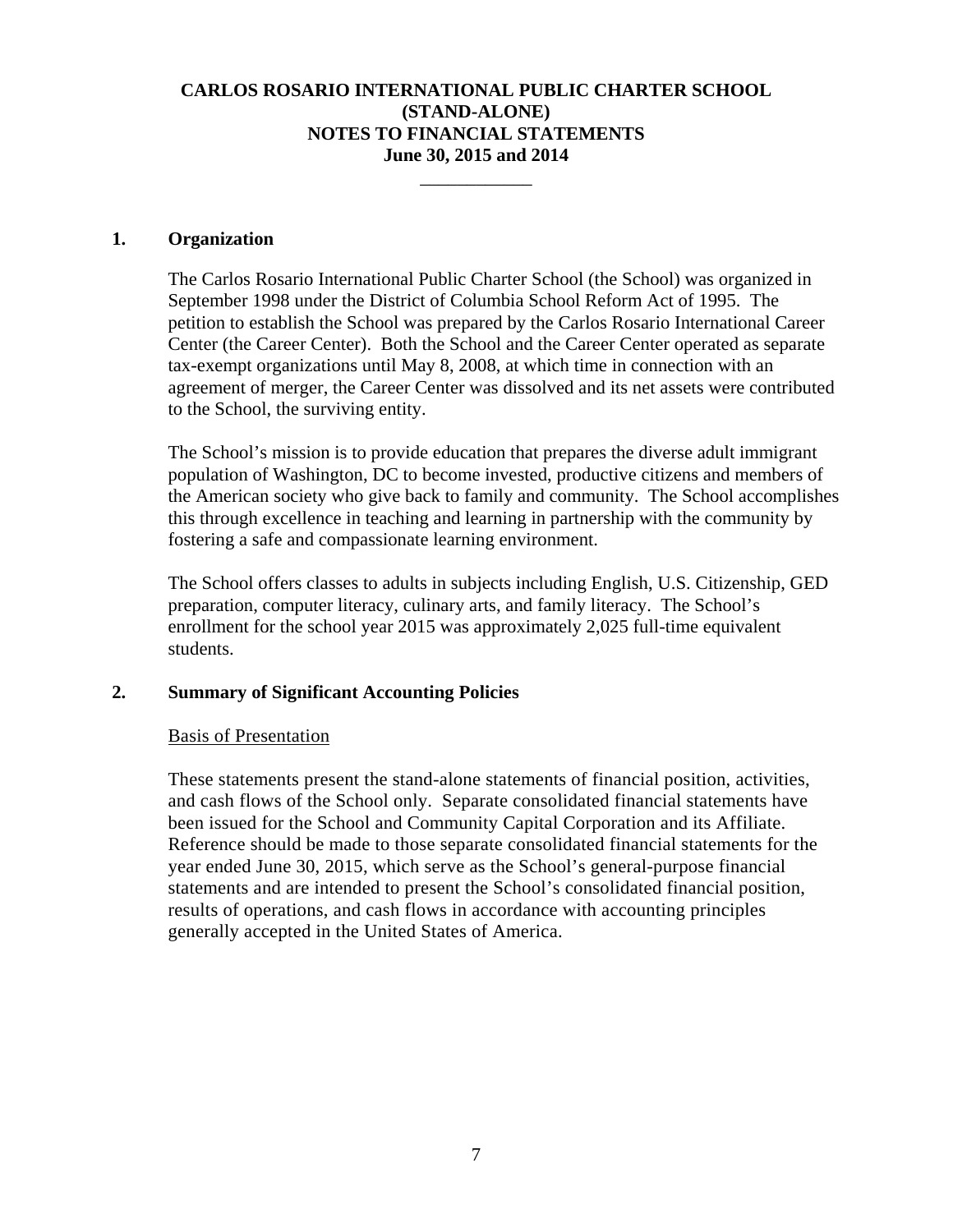# CARLOS ROSARIO INTERNATIONAL PUBLIC CHARTER SCHOOL
# (STAND-ALONE)
# NOTES TO FINANCIAL STATEMENTS
# June 30, 2015 and 2014

## 1. Organization

The Carlos Rosario International Public Charter School (the School) was organized in September 1998 under the District of Columbia School Reform Act of 1995. The petition to establish the School was prepared by the Carlos Rosario International Career Center (the Career Center). Both the School and the Career Center operated as separate tax-exempt organizations until May 8, 2008, at which time in connection with an agreement of merger, the Career Center was dissolved and its net assets were contributed to the School, the surviving entity.

The School's mission is to provide education that prepares the diverse adult immigrant population of Washington, DC to become invested, productive citizens and members of the American society who give back to family and community. The School accomplishes this through excellence in teaching and learning in partnership with the community by fostering a safe and compassionate learning environment.

The School offers classes to adults in subjects including English, U.S. Citizenship, GED preparation, computer literacy, culinary arts, and family literacy. The School's enrollment for the school year 2015 was approximately 2,025 full-time equivalent students.

## 2. Summary of Significant Accounting Policies

### Basis of Presentation

These statements present the stand-alone statements of financial position, activities, and cash flows of the School only. Separate consolidated financial statements have been issued for the School and Community Capital Corporation and its Affiliate. Reference should be made to those separate consolidated financial statements for the year ended June 30, 2015, which serve as the School's general-purpose financial statements and are intended to present the School's consolidated financial position, results of operations, and cash flows in accordance with accounting principles generally accepted in the United States of America.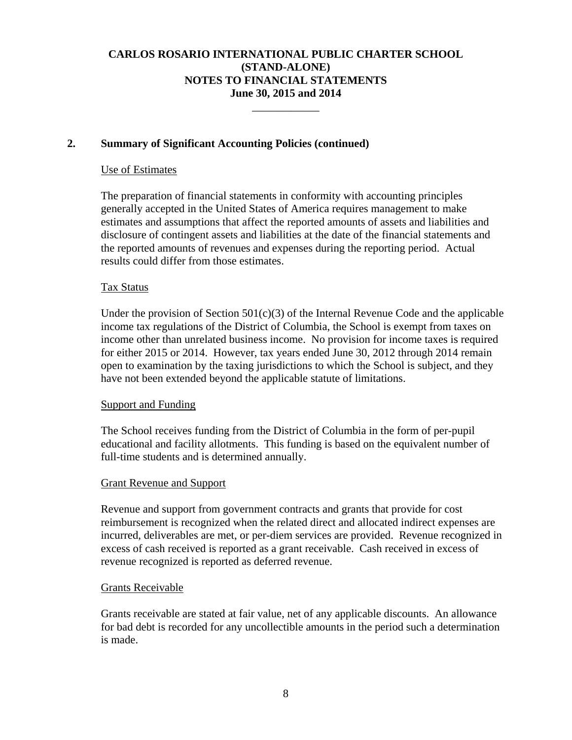## 2. Summary of Significant Accounting Policies (continued)

### Use of Estimates

The preparation of financial statements in conformity with accounting principles generally accepted in the United States of America requires management to make estimates and assumptions that affect the reported amounts of assets and liabilities and disclosure of contingent assets and liabilities at the date of the financial statements and the reported amounts of revenues and expenses during the reporting period. Actual results could differ from those estimates.

### Tax Status

Under the provision of Section 501(c)(3) of the Internal Revenue Code and the applicable income tax regulations of the District of Columbia, the School is exempt from taxes on income other than unrelated business income. No provision for income taxes is required for either 2015 or 2014. However, tax years ended June 30, 2012 through 2014 remain open to examination by the taxing jurisdictions to which the School is subject, and they have not been extended beyond the applicable statute of limitations.

### Support and Funding

The School receives funding from the District of Columbia in the form of per-pupil educational and facility allotments. This funding is based on the equivalent number of full-time students and is determined annually.

### Grant Revenue and Support

Revenue and support from government contracts and grants that provide for cost reimbursement is recognized when the related direct and allocated indirect expenses are incurred, deliverables are met, or per-diem services are provided. Revenue recognized in excess of cash received is reported as a grant receivable. Cash received in excess of revenue recognized is reported as deferred revenue.

### Grants Receivable

Grants receivable are stated at fair value, net of any applicable discounts. An allowance for bad debt is recorded for any uncollectible amounts in the period such a determination is made.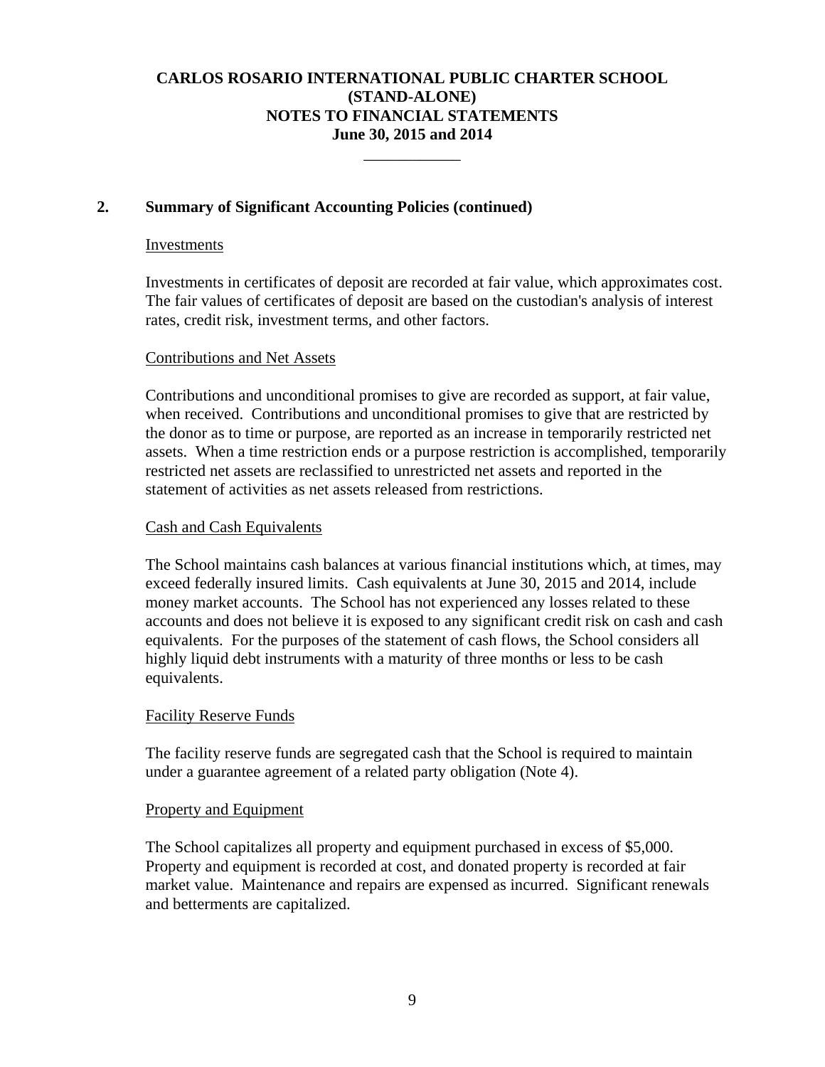## 2. Summary of Significant Accounting Policies (continued)

### Investments

Investments in certificates of deposit are recorded at fair value, which approximates cost. The fair values of certificates of deposit are based on the custodian's analysis of interest rates, credit risk, investment terms, and other factors.

### Contributions and Net Assets

Contributions and unconditional promises to give are recorded as support, at fair value, when received. Contributions and unconditional promises to give that are restricted by the donor as to time or purpose, are reported as an increase in temporarily restricted net assets. When a time restriction ends or a purpose restriction is accomplished, temporarily restricted net assets are reclassified to unrestricted net assets and reported in the statement of activities as net assets released from restrictions.

### Cash and Cash Equivalents

The School maintains cash balances at various financial institutions which, at times, may exceed federally insured limits. Cash equivalents at June 30, 2015 and 2014, include money market accounts. The School has not experienced any losses related to these accounts and does not believe it is exposed to any significant credit risk on cash and cash equivalents. For the purposes of the statement of cash flows, the School considers all highly liquid debt instruments with a maturity of three months or less to be cash equivalents.

### Facility Reserve Funds

The facility reserve funds are segregated cash that the School is required to maintain under a guarantee agreement of a related party obligation (Note 4).

### Property and Equipment

The School capitalizes all property and equipment purchased in excess of $5,000. Property and equipment is recorded at cost, and donated property is recorded at fair market value. Maintenance and repairs are expensed as incurred. Significant renewals and betterments are capitalized.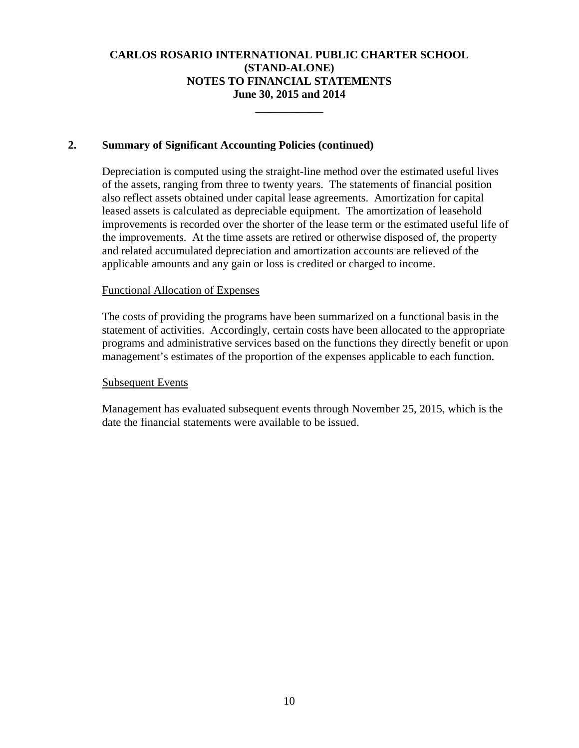## 2. Summary of Significant Accounting Policies (continued)

Depreciation is computed using the straight-line method over the estimated useful lives of the assets, ranging from three to twenty years. The statements of financial position also reflect assets obtained under capital lease agreements. Amortization for capital leased assets is calculated as depreciable equipment. The amortization of leasehold improvements is recorded over the shorter of the lease term or the estimated useful life of the improvements. At the time assets are retired or otherwise disposed of, the property and related accumulated depreciation and amortization accounts are relieved of the applicable amounts and any gain or loss is credited or charged to income.

### Functional Allocation of Expenses

The costs of providing the programs have been summarized on a functional basis in the statement of activities. Accordingly, certain costs have been allocated to the appropriate programs and administrative services based on the functions they directly benefit or upon management's estimates of the proportion of the expenses applicable to each function.

### Subsequent Events

Management has evaluated subsequent events through November 25, 2015, which is the date the financial statements were available to be issued.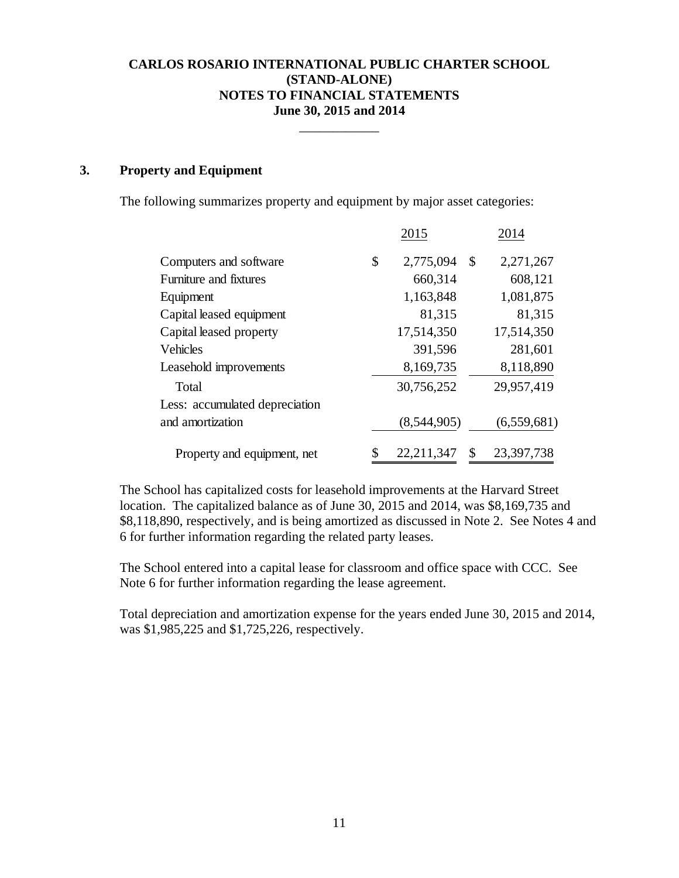# CARLOS ROSARIO INTERNATIONAL PUBLIC CHARTER SCHOOL
# (STAND-ALONE)
# NOTES TO FINANCIAL STATEMENTS
# June 30, 2015 and 2014

## 3. Property and Equipment

The following summarizes property and equipment by major asset categories:

| | 2015 | 2014 |
|---|---|---|
| Computers and software | $ 2,775,094 | $ 2,271,267 |
| Furniture and fixtures | 660,314 | 608,121 |
| Equipment | 1,163,848 | 1,081,875 |
| Capital leased equipment | 81,315 | 81,315 |
| Capital leased property | 17,514,350 | 17,514,350 |
| Vehicles | 391,596 | 281,601 |
| Leasehold improvements | 8,169,735 | 8,118,890 |
| Total | 30,756,252 | 29,957,419 |
| Less: accumulated depreciation and amortization | (8,544,905) | (6,559,681) |
| Property and equipment, net | $ 22,211,347 | $ 23,397,738 |

The School has capitalized costs for leasehold improvements at the Harvard Street location. The capitalized balance as of June 30, 2015 and 2014, was $8,169,735 and $8,118,890, respectively, and is being amortized as discussed in Note 2. See Notes 4 and 6 for further information regarding the related party leases.

The School entered into a capital lease for classroom and office space with CCC. See Note 6 for further information regarding the lease agreement.

Total depreciation and amortization expense for the years ended June 30, 2015 and 2014, was $1,985,225 and $1,725,226, respectively.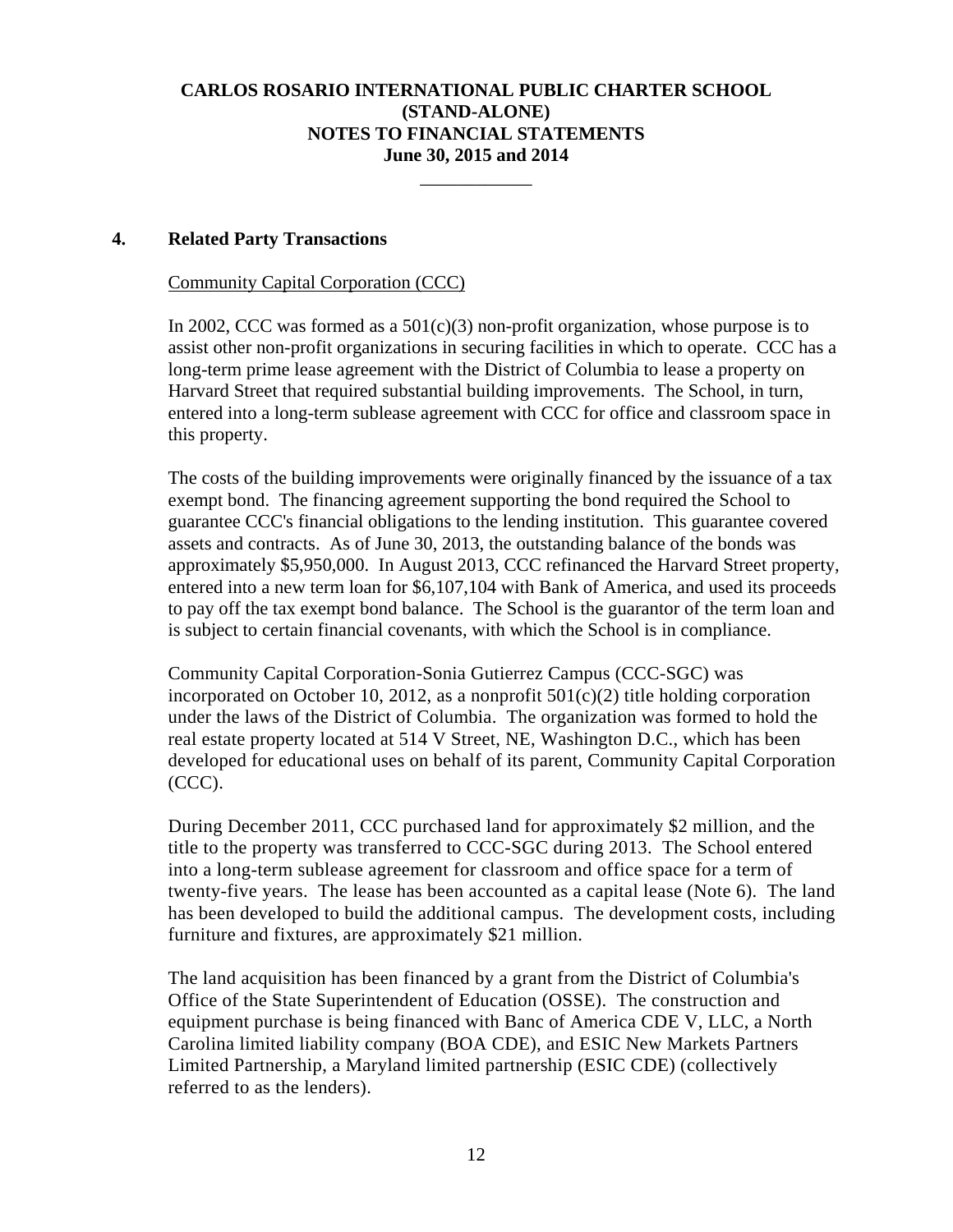# CARLOS ROSARIO INTERNATIONAL PUBLIC CHARTER SCHOOL
## (STAND-ALONE)
## NOTES TO FINANCIAL STATEMENTS
## June 30, 2015 and 2014

## 4. Related Party Transactions

Community Capital Corporation (CCC)

In 2002, CCC was formed as a 501(c)(3) non-profit organization, whose purpose is to assist other non-profit organizations in securing facilities in which to operate. CCC has a long-term prime lease agreement with the District of Columbia to lease a property on Harvard Street that required substantial building improvements. The School, in turn, entered into a long-term sublease agreement with CCC for office and classroom space in this property.

The costs of the building improvements were originally financed by the issuance of a tax exempt bond. The financing agreement supporting the bond required the School to guarantee CCC's financial obligations to the lending institution. This guarantee covered assets and contracts. As of June 30, 2013, the outstanding balance of the bonds was approximately $5,950,000. In August 2013, CCC refinanced the Harvard Street property, entered into a new term loan for $6,107,104 with Bank of America, and used its proceeds to pay off the tax exempt bond balance. The School is the guarantor of the term loan and is subject to certain financial covenants, with which the School is in compliance.

Community Capital Corporation-Sonia Gutierrez Campus (CCC-SGC) was incorporated on October 10, 2012, as a nonprofit 501(c)(2) title holding corporation under the laws of the District of Columbia. The organization was formed to hold the real estate property located at 514 V Street, NE, Washington D.C., which has been developed for educational uses on behalf of its parent, Community Capital Corporation (CCC).

During December 2011, CCC purchased land for approximately $2 million, and the title to the property was transferred to CCC-SGC during 2013. The School entered into a long-term sublease agreement for classroom and office space for a term of twenty-five years. The lease has been accounted as a capital lease (Note 6). The land has been developed to build the additional campus. The development costs, including furniture and fixtures, are approximately $21 million.

The land acquisition has been financed by a grant from the District of Columbia's Office of the State Superintendent of Education (OSSE). The construction and equipment purchase is being financed with Banc of America CDE V, LLC, a North Carolina limited liability company (BOA CDE), and ESIC New Markets Partners Limited Partnership, a Maryland limited partnership (ESIC CDE) (collectively referred to as the lenders).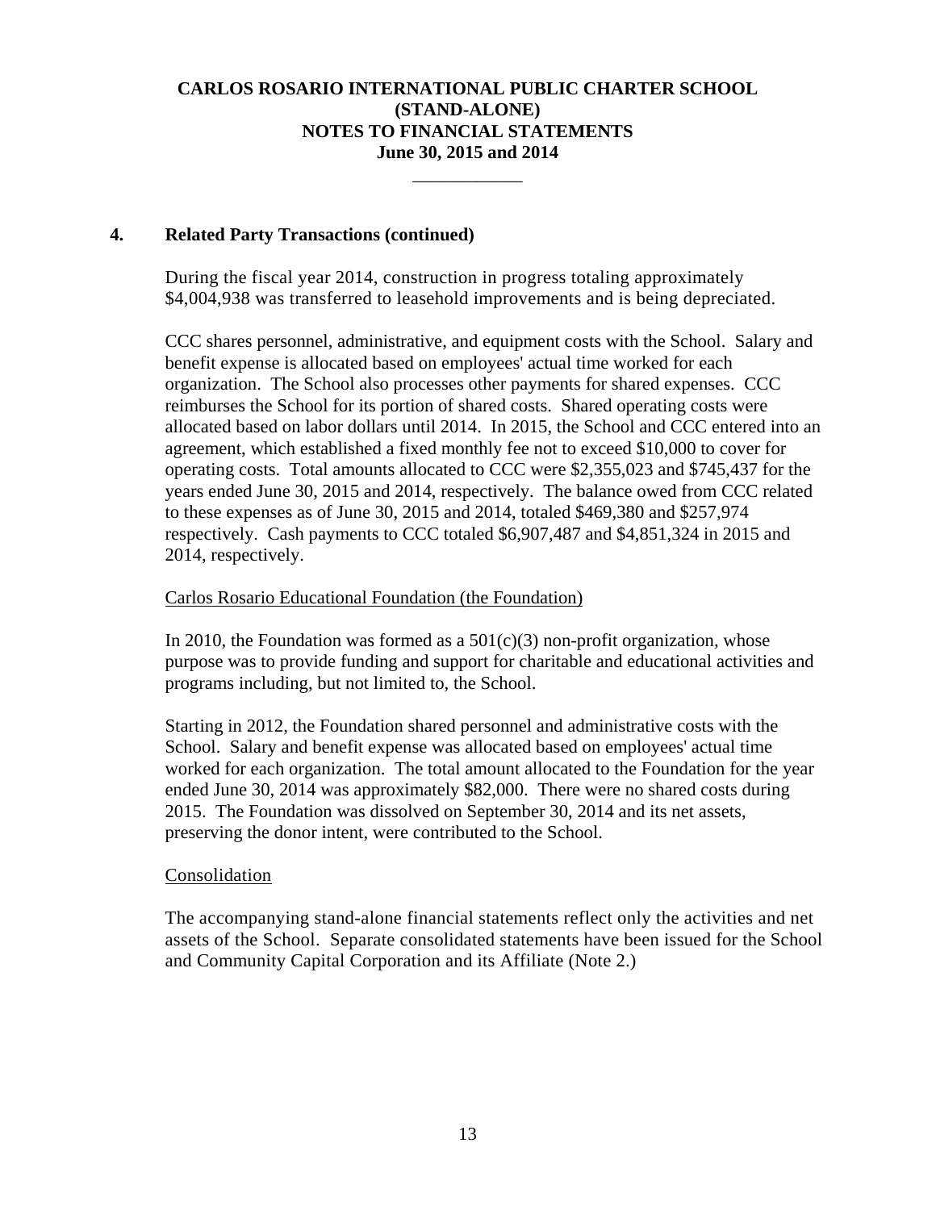## 4. Related Party Transactions (continued)

During the fiscal year 2014, construction in progress totaling approximately $4,004,938 was transferred to leasehold improvements and is being depreciated.

CCC shares personnel, administrative, and equipment costs with the School. Salary and benefit expense is allocated based on employees' actual time worked for each organization. The School also processes other payments for shared expenses. CCC reimburses the School for its portion of shared costs. Shared operating costs were allocated based on labor dollars until 2014. In 2015, the School and CCC entered into an agreement, which established a fixed monthly fee not to exceed $10,000 to cover for operating costs. Total amounts allocated to CCC were $2,355,023 and $745,437 for the years ended June 30, 2015 and 2014, respectively. The balance owed from CCC related to these expenses as of June 30, 2015 and 2014, totaled $469,380 and $257,974 respectively. Cash payments to CCC totaled $6,907,487 and $4,851,324 in 2015 and 2014, respectively.

Carlos Rosario Educational Foundation (the Foundation)

In 2010, the Foundation was formed as a 501(c)(3) non-profit organization, whose purpose was to provide funding and support for charitable and educational activities and programs including, but not limited to, the School.

Starting in 2012, the Foundation shared personnel and administrative costs with the School. Salary and benefit expense was allocated based on employees' actual time worked for each organization. The total amount allocated to the Foundation for the year ended June 30, 2014 was approximately $82,000. There were no shared costs during 2015. The Foundation was dissolved on September 30, 2014 and its net assets, preserving the donor intent, were contributed to the School.

Consolidation

The accompanying stand-alone financial statements reflect only the activities and net assets of the School. Separate consolidated statements have been issued for the School and Community Capital Corporation and its Affiliate (Note 2.)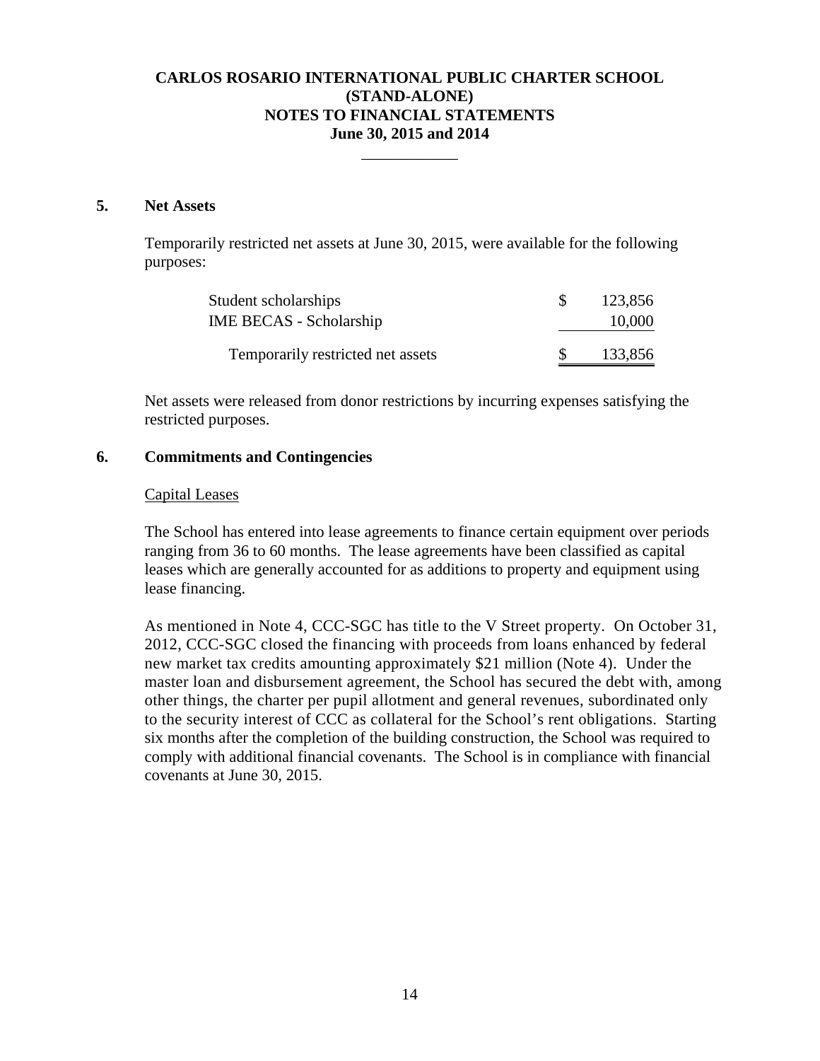# CARLOS ROSARIO INTERNATIONAL PUBLIC CHARTER SCHOOL
# (STAND-ALONE)
# NOTES TO FINANCIAL STATEMENTS
# June 30, 2015 and 2014

## 5. Net Assets

Temporarily restricted net assets at June 30, 2015, were available for the following purposes:

| | |
|---|---|
| Student scholarships | $ 123,856 |
| IME BECAS - Scholarship | 10,000 |
| Temporarily restricted net assets | $ 133,856 |

Net assets were released from donor restrictions by incurring expenses satisfying the restricted purposes.

## 6. Commitments and Contingencies

### Capital Leases

The School has entered into lease agreements to finance certain equipment over periods ranging from 36 to 60 months. The lease agreements have been classified as capital leases which are generally accounted for as additions to property and equipment using lease financing.

As mentioned in Note 4, CCC-SGC has title to the V Street property. On October 31, 2012, CCC-SGC closed the financing with proceeds from loans enhanced by federal new market tax credits amounting approximately $21 million (Note 4). Under the master loan and disbursement agreement, the School has secured the debt with, among other things, the charter per pupil allotment and general revenues, subordinated only to the security interest of CCC as collateral for the School's rent obligations. Starting six months after the completion of the building construction, the School was required to comply with additional financial covenants. The School is in compliance with financial covenants at June 30, 2015.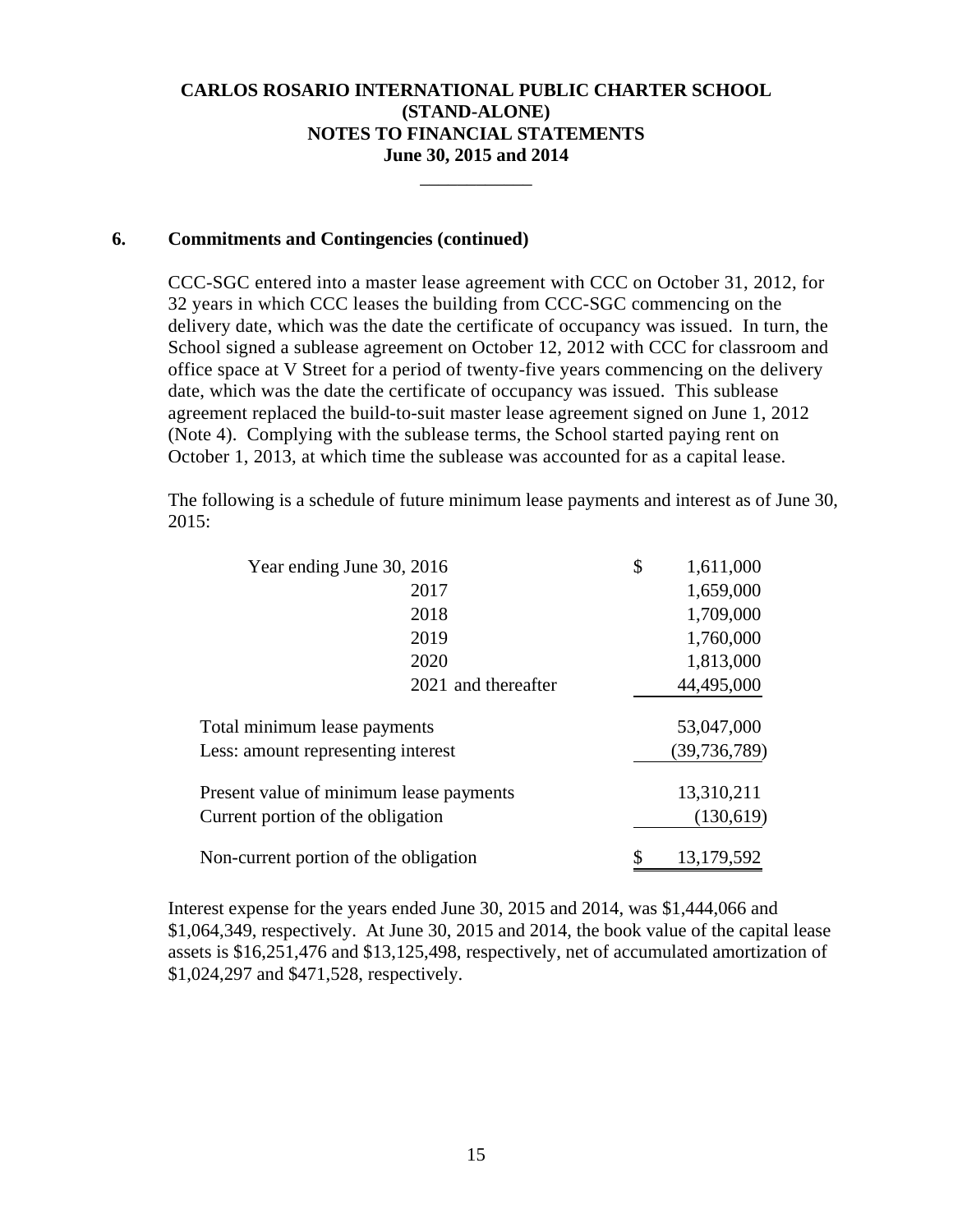# CARLOS ROSARIO INTERNATIONAL PUBLIC CHARTER SCHOOL
# (STAND-ALONE)
# NOTES TO FINANCIAL STATEMENTS
# June 30, 2015 and 2014

## 6. Commitments and Contingencies (continued)

CCC-SGC entered into a master lease agreement with CCC on October 31, 2012, for 32 years in which CCC leases the building from CCC-SGC commencing on the delivery date, which was the date the certificate of occupancy was issued. In turn, the School signed a sublease agreement on October 12, 2012 with CCC for classroom and office space at V Street for a period of twenty-five years commencing on the delivery date, which was the date the certificate of occupancy was issued. This sublease agreement replaced the build-to-suit master lease agreement signed on June 1, 2012 (Note 4). Complying with the sublease terms, the School started paying rent on October 1, 2013, at which time the sublease was accounted for as a capital lease.

The following is a schedule of future minimum lease payments and interest as of June 30, 2015:

| | |
|---|---|
| Year ending June 30, 2016 | $ 1,611,000 |
| 2017 | 1,659,000 |
| 2018 | 1,709,000 |
| 2019 | 1,760,000 |
| 2020 | 1,813,000 |
| 2021 and thereafter | 44,495,000 |
| Total minimum lease payments | 53,047,000 |
| Less: amount representing interest | (39,736,789) |
| Present value of minimum lease payments | 13,310,211 |
| Current portion of the obligation | (130,619) |
| Non-current portion of the obligation | $ 13,179,592 |

Interest expense for the years ended June 30, 2015 and 2014, was $1,444,066 and $1,064,349, respectively. At June 30, 2015 and 2014, the book value of the capital lease assets is $16,251,476 and $13,125,498, respectively, net of accumulated amortization of $1,024,297 and $471,528, respectively.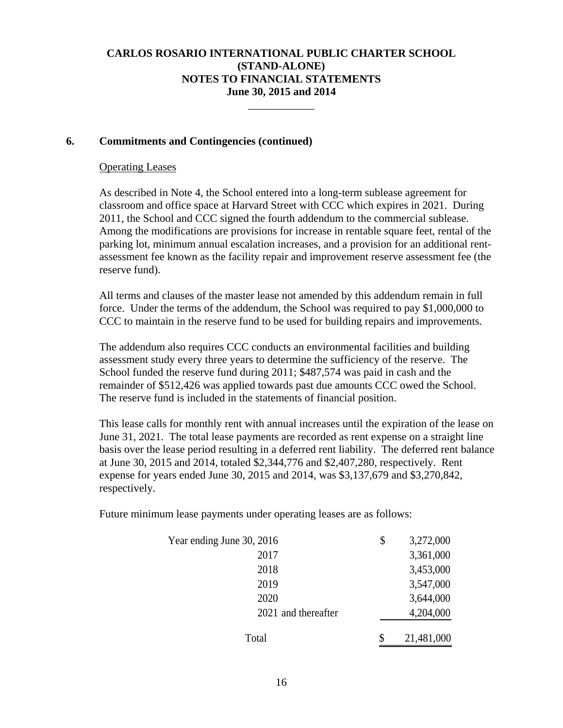# CARLOS ROSARIO INTERNATIONAL PUBLIC CHARTER SCHOOL
# (STAND-ALONE)
# NOTES TO FINANCIAL STATEMENTS
# June 30, 2015 and 2014

## 6. Commitments and Contingencies (continued)

### Operating Leases

As described in Note 4, the School entered into a long-term sublease agreement for classroom and office space at Harvard Street with CCC which expires in 2021. During 2011, the School and CCC signed the fourth addendum to the commercial sublease. Among the modifications are provisions for increase in rentable square feet, rental of the parking lot, minimum annual escalation increases, and a provision for an additional rent-assessment fee known as the facility repair and improvement reserve assessment fee (the reserve fund).

All terms and clauses of the master lease not amended by this addendum remain in full force. Under the terms of the addendum, the School was required to pay $1,000,000 to CCC to maintain in the reserve fund to be used for building repairs and improvements.

The addendum also requires CCC conducts an environmental facilities and building assessment study every three years to determine the sufficiency of the reserve. The School funded the reserve fund during 2011; $487,574 was paid in cash and the remainder of $512,426 was applied towards past due amounts CCC owed the School. The reserve fund is included in the statements of financial position.

This lease calls for monthly rent with annual increases until the expiration of the lease on June 31, 2021. The total lease payments are recorded as rent expense on a straight line basis over the lease period resulting in a deferred rent liability. The deferred rent balance at June 30, 2015 and 2014, totaled $2,344,776 and $2,407,280, respectively. Rent expense for years ended June 30, 2015 and 2014, was $3,137,679 and $3,270,842, respectively.

Future minimum lease payments under operating leases are as follows:

| | |
|---|---|
| Year ending June 30, 2016 | $ 3,272,000 |
| 2017 | 3,361,000 |
| 2018 | 3,453,000 |
| 2019 | 3,547,000 |
| 2020 | 3,644,000 |
| 2021 and thereafter | 4,204,000 |
| Total | $ 21,481,000 |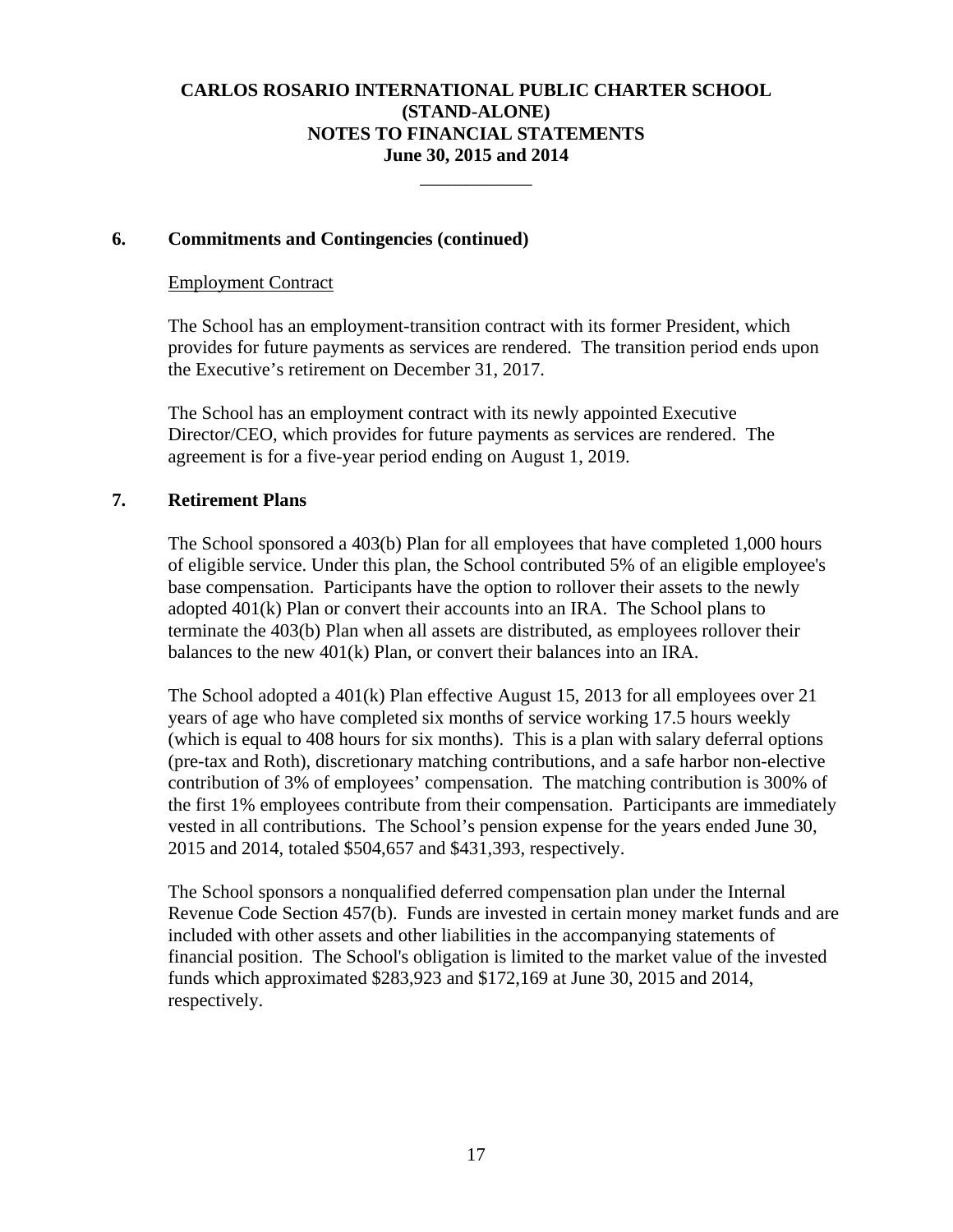# CARLOS ROSARIO INTERNATIONAL PUBLIC CHARTER SCHOOL
# (STAND-ALONE)
# NOTES TO FINANCIAL STATEMENTS
# June 30, 2015 and 2014

## 6. Commitments and Contingencies (continued)

### Employment Contract

The School has an employment-transition contract with its former President, which provides for future payments as services are rendered. The transition period ends upon the Executive's retirement on December 31, 2017.

The School has an employment contract with its newly appointed Executive Director/CEO, which provides for future payments as services are rendered. The agreement is for a five-year period ending on August 1, 2019.

## 7. Retirement Plans

The School sponsored a 403(b) Plan for all employees that have completed 1,000 hours of eligible service. Under this plan, the School contributed 5% of an eligible employee's base compensation. Participants have the option to rollover their assets to the newly adopted 401(k) Plan or convert their accounts into an IRA. The School plans to terminate the 403(b) Plan when all assets are distributed, as employees rollover their balances to the new 401(k) Plan, or convert their balances into an IRA.

The School adopted a 401(k) Plan effective August 15, 2013 for all employees over 21 years of age who have completed six months of service working 17.5 hours weekly (which is equal to 408 hours for six months). This is a plan with salary deferral options (pre-tax and Roth), discretionary matching contributions, and a safe harbor non-elective contribution of 3% of employees' compensation. The matching contribution is 300% of the first 1% employees contribute from their compensation. Participants are immediately vested in all contributions. The School's pension expense for the years ended June 30, 2015 and 2014, totaled $504,657 and $431,393, respectively.

The School sponsors a nonqualified deferred compensation plan under the Internal Revenue Code Section 457(b). Funds are invested in certain money market funds and are included with other assets and other liabilities in the accompanying statements of financial position. The School's obligation is limited to the market value of the invested funds which approximated $283,923 and $172,169 at June 30, 2015 and 2014, respectively.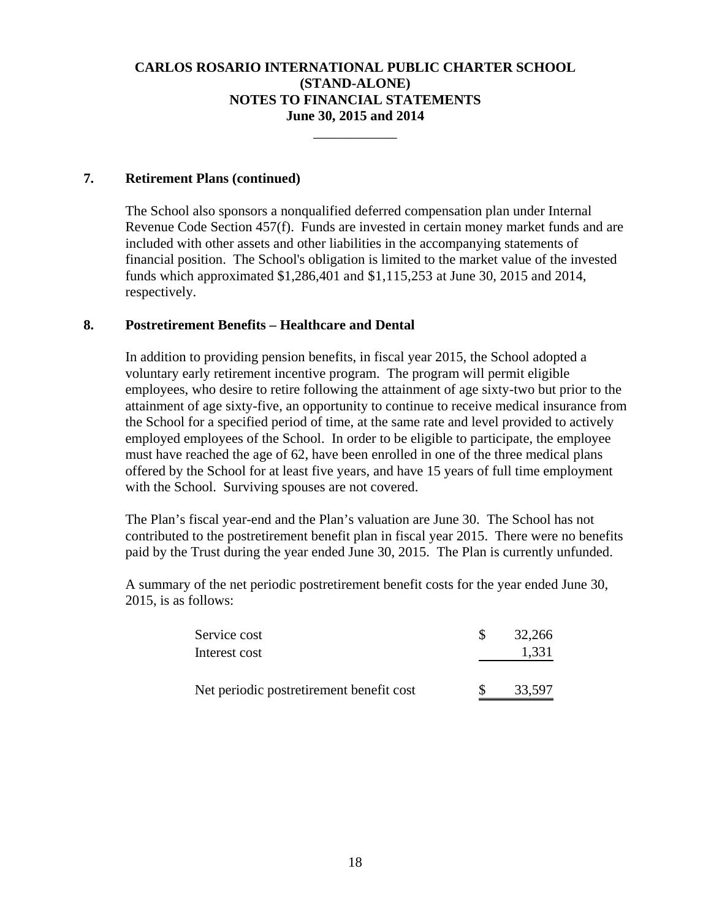# CARLOS ROSARIO INTERNATIONAL PUBLIC CHARTER SCHOOL
## (STAND-ALONE)
## NOTES TO FINANCIAL STATEMENTS
## June 30, 2015 and 2014

### 7. Retirement Plans (continued)

The School also sponsors a nonqualified deferred compensation plan under Internal Revenue Code Section 457(f). Funds are invested in certain money market funds and are included with other assets and other liabilities in the accompanying statements of financial position. The School's obligation is limited to the market value of the invested funds which approximated $1,286,401 and $1,115,253 at June 30, 2015 and 2014, respectively.

### 8. Postretirement Benefits – Healthcare and Dental

In addition to providing pension benefits, in fiscal year 2015, the School adopted a voluntary early retirement incentive program. The program will permit eligible employees, who desire to retire following the attainment of age sixty-two but prior to the attainment of age sixty-five, an opportunity to continue to receive medical insurance from the School for a specified period of time, at the same rate and level provided to actively employed employees of the School. In order to be eligible to participate, the employee must have reached the age of 62, have been enrolled in one of the three medical plans offered by the School for at least five years, and have 15 years of full time employment with the School. Surviving spouses are not covered.

The Plan's fiscal year-end and the Plan's valuation are June 30. The School has not contributed to the postretirement benefit plan in fiscal year 2015. There were no benefits paid by the Trust during the year ended June 30, 2015. The Plan is currently unfunded.

A summary of the net periodic postretirement benefit costs for the year ended June 30, 2015, is as follows:

| | |
|---|---|
| Service cost | $ 32,266 |
| Interest cost | 1,331 |
| Net periodic postretirement benefit cost | $ 33,597 |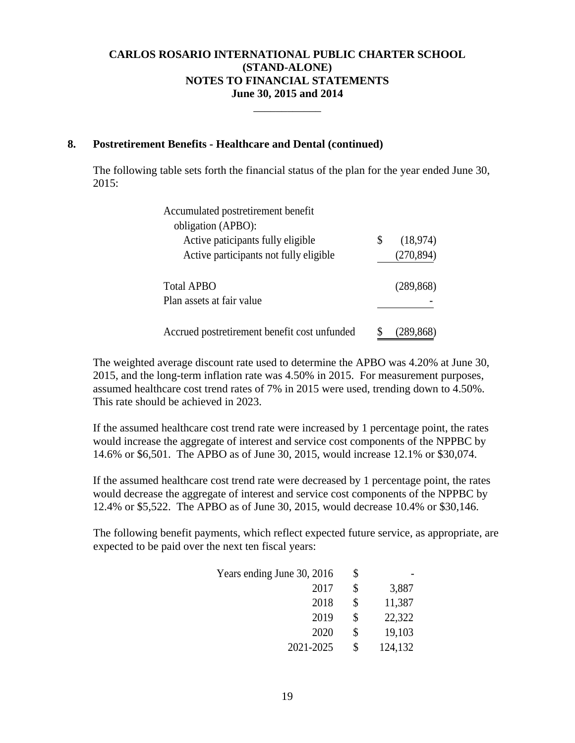# CARLOS ROSARIO INTERNATIONAL PUBLIC CHARTER SCHOOL
## (STAND-ALONE)
## NOTES TO FINANCIAL STATEMENTS
## June 30, 2015 and 2014

### 8. Postretirement Benefits - Healthcare and Dental (continued)

The following table sets forth the financial status of the plan for the year ended June 30, 2015:

| | |
|---|---|
| Accumulated postretirement benefit obligation (APBO): | |
| Active paticipants fully eligible | $ (18,974) |
| Active participants not fully eligible | (270,894) |
| Total APBO | (289,868) |
| Plan assets at fair value | - |
| Accrued postretirement benefit cost unfunded | $ (289,868) |

The weighted average discount rate used to determine the APBO was 4.20% at June 30, 2015, and the long-term inflation rate was 4.50% in 2015. For measurement purposes, assumed healthcare cost trend rates of 7% in 2015 were used, trending down to 4.50%. This rate should be achieved in 2023.

If the assumed healthcare cost trend rate were increased by 1 percentage point, the rates would increase the aggregate of interest and service cost components of the NPPBC by 14.6% or $6,501. The APBO as of June 30, 2015, would increase 12.1% or $30,074.

If the assumed healthcare cost trend rate were decreased by 1 percentage point, the rates would decrease the aggregate of interest and service cost components of the NPPBC by 12.4% or $5,522. The APBO as of June 30, 2015, would decrease 10.4% or $30,146.

The following benefit payments, which reflect expected future service, as appropriate, are expected to be paid over the next ten fiscal years:

| Years ending June 30, | |
|---|---|
| 2016 | $ - |
| 2017 | $ 3,887 |
| 2018 | $ 11,387 |
| 2019 | $ 22,322 |
| 2020 | $ 19,103 |
| 2021-2025 | $ 124,132 |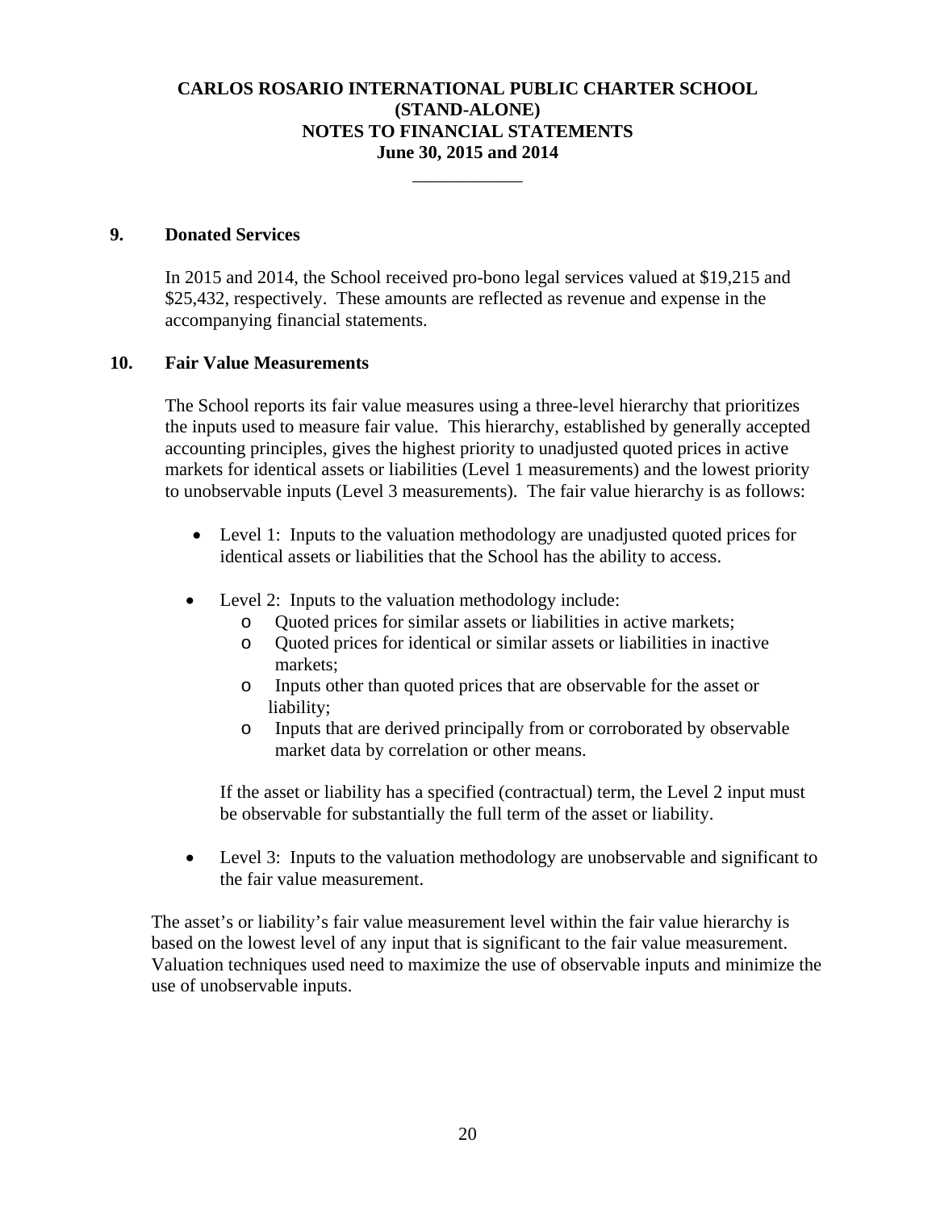**CARLOS ROSARIO INTERNATIONAL PUBLIC CHARTER SCHOOL (STAND-ALONE) NOTES TO FINANCIAL STATEMENTS June 30, 2015 and 2014**

## 9. Donated Services

In 2015 and 2014, the School received pro-bono legal services valued at $19,215 and $25,432, respectively. These amounts are reflected as revenue and expense in the accompanying financial statements.

## 10. Fair Value Measurements

The School reports its fair value measures using a three-level hierarchy that prioritizes the inputs used to measure fair value. This hierarchy, established by generally accepted accounting principles, gives the highest priority to unadjusted quoted prices in active markets for identical assets or liabilities (Level 1 measurements) and the lowest priority to unobservable inputs (Level 3 measurements). The fair value hierarchy is as follows:

- Level 1: Inputs to the valuation methodology are unadjusted quoted prices for identical assets or liabilities that the School has the ability to access.

- Level 2: Inputs to the valuation methodology include:
  - Quoted prices for similar assets or liabilities in active markets;
  - Quoted prices for identical or similar assets or liabilities in inactive markets;
  - Inputs other than quoted prices that are observable for the asset or liability;
  - Inputs that are derived principally from or corroborated by observable market data by correlation or other means.

  If the asset or liability has a specified (contractual) term, the Level 2 input must be observable for substantially the full term of the asset or liability.

- Level 3: Inputs to the valuation methodology are unobservable and significant to the fair value measurement.

The asset's or liability's fair value measurement level within the fair value hierarchy is based on the lowest level of any input that is significant to the fair value measurement. Valuation techniques used need to maximize the use of observable inputs and minimize the use of unobservable inputs.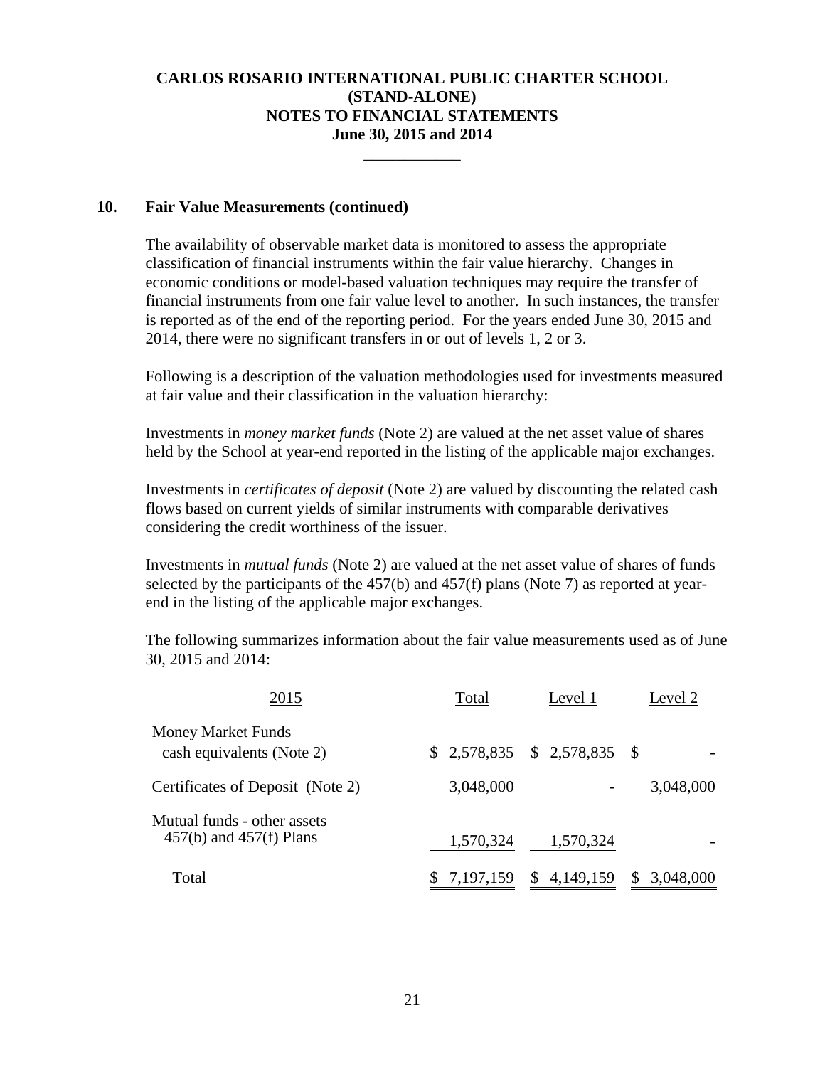**CARLOS ROSARIO INTERNATIONAL PUBLIC CHARTER SCHOOL**
**(STAND-ALONE)**
**NOTES TO FINANCIAL STATEMENTS**
**June 30, 2015 and 2014**

## 10. Fair Value Measurements (continued)

The availability of observable market data is monitored to assess the appropriate classification of financial instruments within the fair value hierarchy. Changes in economic conditions or model-based valuation techniques may require the transfer of financial instruments from one fair value level to another. In such instances, the transfer is reported as of the end of the reporting period. For the years ended June 30, 2015 and 2014, there were no significant transfers in or out of levels 1, 2 or 3.

Following is a description of the valuation methodologies used for investments measured at fair value and their classification in the valuation hierarchy:

Investments in *money market funds* (Note 2) are valued at the net asset value of shares held by the School at year-end reported in the listing of the applicable major exchanges.

Investments in *certificates of deposit* (Note 2) are valued by discounting the related cash flows based on current yields of similar instruments with comparable derivatives considering the credit worthiness of the issuer.

Investments in *mutual funds* (Note 2) are valued at the net asset value of shares of funds selected by the participants of the 457(b) and 457(f) plans (Note 7) as reported at year-end in the listing of the applicable major exchanges.

The following summarizes information about the fair value measurements used as of June 30, 2015 and 2014:

| 2015 | Total | Level 1 | Level 2 |
|---|---|---|---|
| Money Market Funds cash equivalents (Note 2) | $ 2,578,835 | $ 2,578,835 | $ - |
| Certificates of Deposit (Note 2) | 3,048,000 | - | 3,048,000 |
| Mutual funds - other assets 457(b) and 457(f) Plans | 1,570,324 | 1,570,324 | - |
| Total | $ 7,197,159 | $ 4,149,159 | $ 3,048,000 |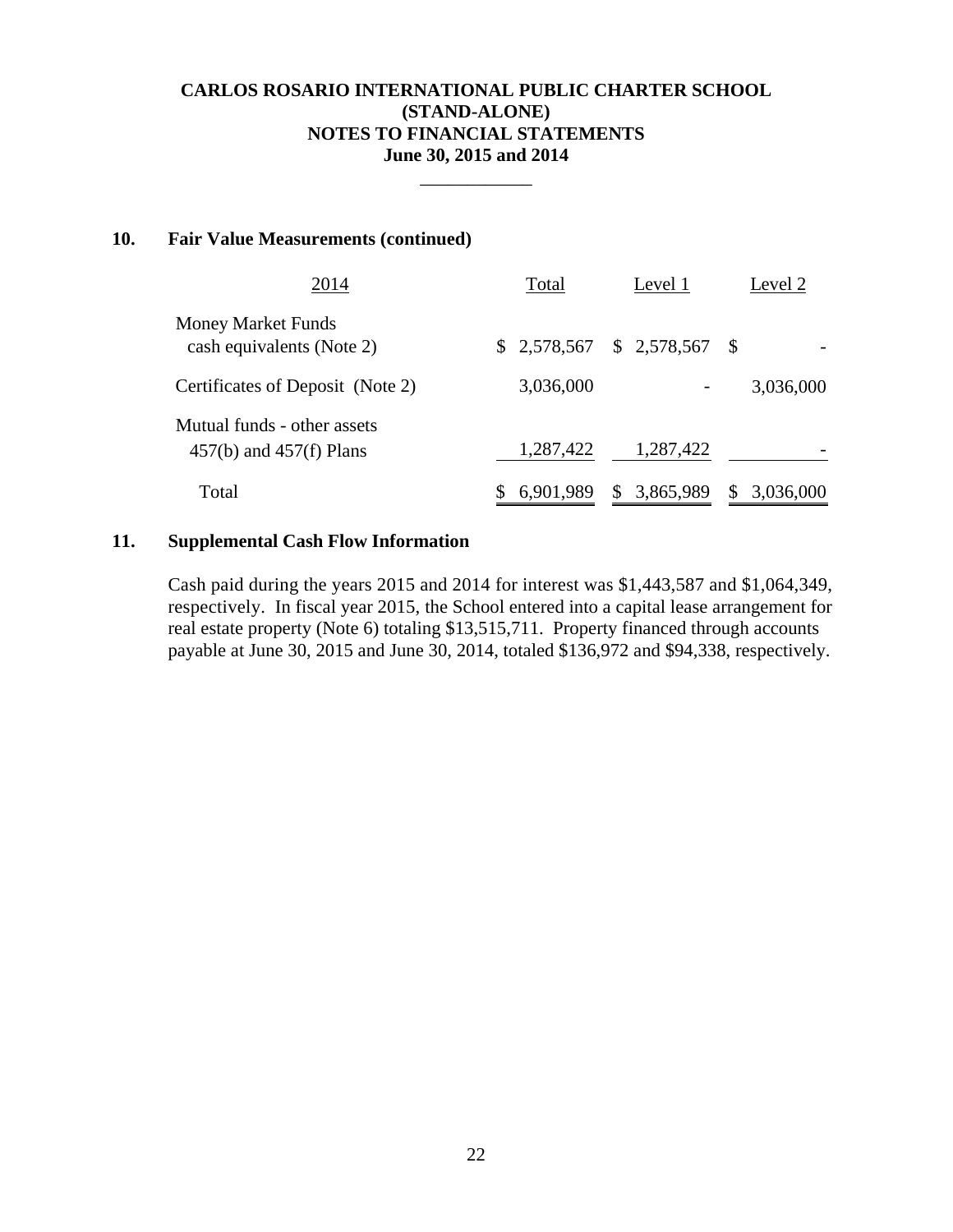## 10. Fair Value Measurements (continued)

| 2014 | Total | Level 1 | Level 2 |
|---|---|---|---|
| Money Market Funds cash equivalents (Note 2) | $ 2,578,567 | $ 2,578,567 | $ - |
| Certificates of Deposit (Note 2) | 3,036,000 | - | 3,036,000 |
| Mutual funds - other assets 457(b) and 457(f) Plans | 1,287,422 | 1,287,422 | - |
| Total | $ 6,901,989 | $ 3,865,989 | $ 3,036,000 |

## 11. Supplemental Cash Flow Information

Cash paid during the years 2015 and 2014 for interest was $1,443,587 and $1,064,349, respectively. In fiscal year 2015, the School entered into a capital lease arrangement for real estate property (Note 6) totaling $13,515,711. Property financed through accounts payable at June 30, 2015 and June 30, 2014, totaled $136,972 and $94,338, respectively.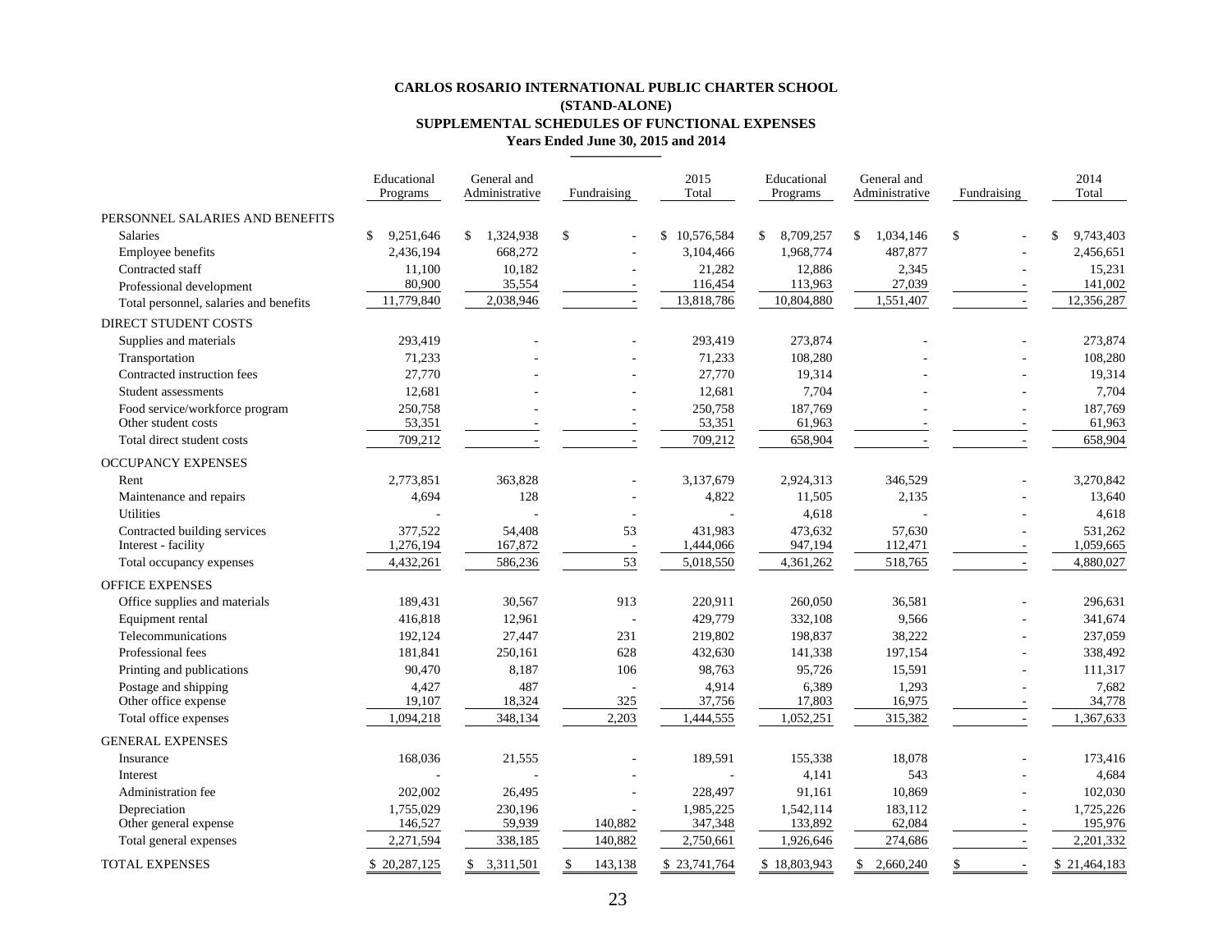# CARLOS ROSARIO INTERNATIONAL PUBLIC CHARTER SCHOOL

## (STAND-ALONE)

## SUPPLEMENTAL SCHEDULES OF FUNCTIONAL EXPENSES

### Years Ended June 30, 2015 and 2014

| | Educational Programs | General and Administrative | Fundraising | 2015 Total | Educational Programs | General and Administrative | Fundraising | 2014 Total |
|---|---|---|---|---|---|---|---|---|
| PERSONNEL SALARIES AND BENEFITS | | | | | | | | |
| Salaries | $ 9,251,646 | $ 1,324,938 | $ - | $ 10,576,584 | $ 8,709,257 | $ 1,034,146 | $ - | $ 9,743,403 |
| Employee benefits | 2,436,194 | 668,272 | - | 3,104,466 | 1,968,774 | 487,877 | - | 2,456,651 |
| Contracted staff | 11,100 | 10,182 | - | 21,282 | 12,886 | 2,345 | - | 15,231 |
| Professional development | 80,900 | 35,554 | - | 116,454 | 113,963 | 27,039 | - | 141,002 |
| Total personnel, salaries and benefits | 11,779,840 | 2,038,946 | - | 13,818,786 | 10,804,880 | 1,551,407 | - | 12,356,287 |
| DIRECT STUDENT COSTS | | | | | | | | |
| Supplies and materials | 293,419 | - | - | 293,419 | 273,874 | - | - | 273,874 |
| Transportation | 71,233 | - | - | 71,233 | 108,280 | - | - | 108,280 |
| Contracted instruction fees | 27,770 | - | - | 27,770 | 19,314 | - | - | 19,314 |
| Student assessments | 12,681 | - | - | 12,681 | 7,704 | - | - | 7,704 |
| Food service/workforce program | 250,758 | - | - | 250,758 | 187,769 | - | - | 187,769 |
| Other student costs | 53,351 | - | - | 53,351 | 61,963 | - | - | 61,963 |
| Total direct student costs | 709,212 | - | - | 709,212 | 658,904 | - | - | 658,904 |
| OCCUPANCY EXPENSES | | | | | | | | |
| Rent | 2,773,851 | 363,828 | - | 3,137,679 | 2,924,313 | 346,529 | - | 3,270,842 |
| Maintenance and repairs | 4,694 | 128 | - | 4,822 | 11,505 | 2,135 | - | 13,640 |
| Utilities | - | - | - | - | 4,618 | - | - | 4,618 |
| Contracted building services | 377,522 | 54,408 | 53 | 431,983 | 473,632 | 57,630 | - | 531,262 |
| Interest - facility | 1,276,194 | 167,872 | - | 1,444,066 | 947,194 | 112,471 | - | 1,059,665 |
| Total occupancy expenses | 4,432,261 | 586,236 | 53 | 5,018,550 | 4,361,262 | 518,765 | - | 4,880,027 |
| OFFICE EXPENSES | | | | | | | | |
| Office supplies and materials | 189,431 | 30,567 | 913 | 220,911 | 260,050 | 36,581 | - | 296,631 |
| Equipment rental | 416,818 | 12,961 | - | 429,779 | 332,108 | 9,566 | - | 341,674 |
| Telecommunications | 192,124 | 27,447 | 231 | 219,802 | 198,837 | 38,222 | - | 237,059 |
| Professional fees | 181,841 | 250,161 | 628 | 432,630 | 141,338 | 197,154 | - | 338,492 |
| Printing and publications | 90,470 | 8,187 | 106 | 98,763 | 95,726 | 15,591 | - | 111,317 |
| Postage and shipping | 4,427 | 487 | - | 4,914 | 6,389 | 1,293 | - | 7,682 |
| Other office expense | 19,107 | 18,324 | 325 | 37,756 | 17,803 | 16,975 | - | 34,778 |
| Total office expenses | 1,094,218 | 348,134 | 2,203 | 1,444,555 | 1,052,251 | 315,382 | - | 1,367,633 |
| GENERAL EXPENSES | | | | | | | | |
| Insurance | 168,036 | 21,555 | - | 189,591 | 155,338 | 18,078 | - | 173,416 |
| Interest | - | - | - | - | 4,141 | 543 | - | 4,684 |
| Administration fee | 202,002 | 26,495 | - | 228,497 | 91,161 | 10,869 | - | 102,030 |
| Depreciation | 1,755,029 | 230,196 | - | 1,985,225 | 1,542,114 | 183,112 | - | 1,725,226 |
| Other general expense | 146,527 | 59,939 | 140,882 | 347,348 | 133,892 | 62,084 | - | 195,976 |
| Total general expenses | 2,271,594 | 338,185 | 140,882 | 2,750,661 | 1,926,646 | 274,686 | - | 2,201,332 |
| TOTAL EXPENSES | $ 20,287,125 | $ 3,311,501 | $ 143,138 | $ 23,741,764 | $ 18,803,943 | $ 2,660,240 | $ - | $ 21,464,183 |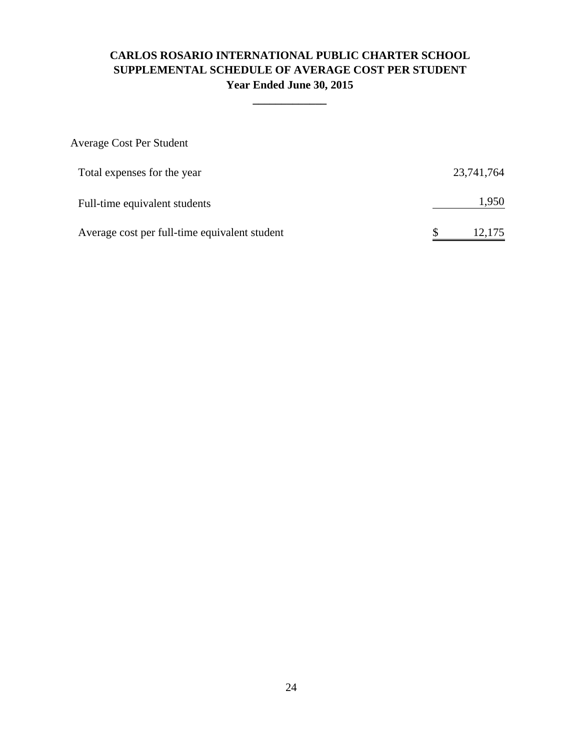# CARLOS ROSARIO INTERNATIONAL PUBLIC CHARTER SCHOOL
## SUPPLEMENTAL SCHEDULE OF AVERAGE COST PER STUDENT
### Year Ended June 30, 2015

Average Cost Per Student

| | |
|---|---|
| Total expenses for the year | 23,741,764 |
| Full-time equivalent students | 1,950 |
| Average cost per full-time equivalent student | $ 12,175 |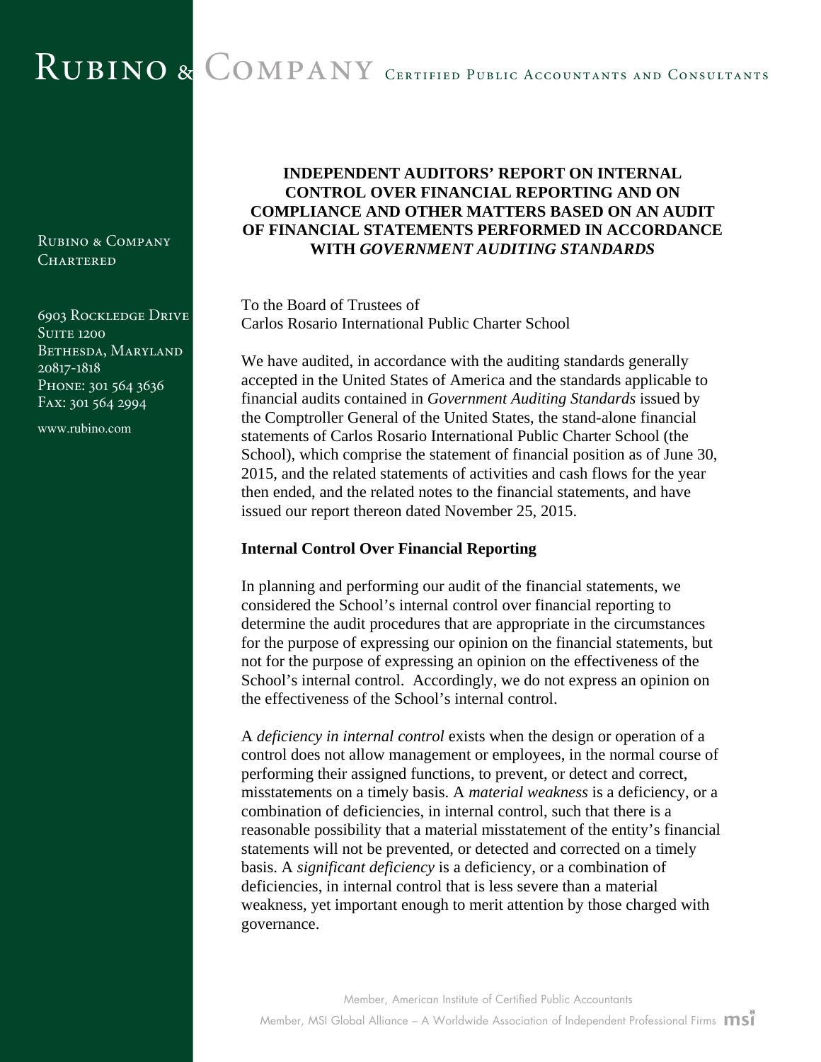# RUBINO & COMPANY CERTIFIED PUBLIC ACCOUNTANTS AND CONSULTANTS

RUBINO & COMPANY
CHARTERED

6903 ROCKLEDGE DRIVE
SUITE 1200
BETHESDA, MARYLAND
20817-1818
PHONE: 301 564 3636
FAX: 301 564 2994

www.rubino.com

## INDEPENDENT AUDITORS' REPORT ON INTERNAL CONTROL OVER FINANCIAL REPORTING AND ON COMPLIANCE AND OTHER MATTERS BASED ON AN AUDIT OF FINANCIAL STATEMENTS PERFORMED IN ACCORDANCE WITH *GOVERNMENT AUDITING STANDARDS*

To the Board of Trustees of
Carlos Rosario International Public Charter School

We have audited, in accordance with the auditing standards generally accepted in the United States of America and the standards applicable to financial audits contained in *Government Auditing Standards* issued by the Comptroller General of the United States, the stand-alone financial statements of Carlos Rosario International Public Charter School (the School), which comprise the statement of financial position as of June 30, 2015, and the related statements of activities and cash flows for the year then ended, and the related notes to the financial statements, and have issued our report thereon dated November 25, 2015.

**Internal Control Over Financial Reporting**

In planning and performing our audit of the financial statements, we considered the School's internal control over financial reporting to determine the audit procedures that are appropriate in the circumstances for the purpose of expressing our opinion on the financial statements, but not for the purpose of expressing an opinion on the effectiveness of the School's internal control. Accordingly, we do not express an opinion on the effectiveness of the School's internal control.

A *deficiency in internal control* exists when the design or operation of a control does not allow management or employees, in the normal course of performing their assigned functions, to prevent, or detect and correct, misstatements on a timely basis. A *material weakness* is a deficiency, or a combination of deficiencies, in internal control, such that there is a reasonable possibility that a material misstatement of the entity's financial statements will not be prevented, or detected and corrected on a timely basis. A *significant deficiency* is a deficiency, or a combination of deficiencies, in internal control that is less severe than a material weakness, yet important enough to merit attention by those charged with governance.

Member, American Institute of Certified Public Accountants

Member, MSI Global Alliance – A Worldwide Association of Independent Professional Firms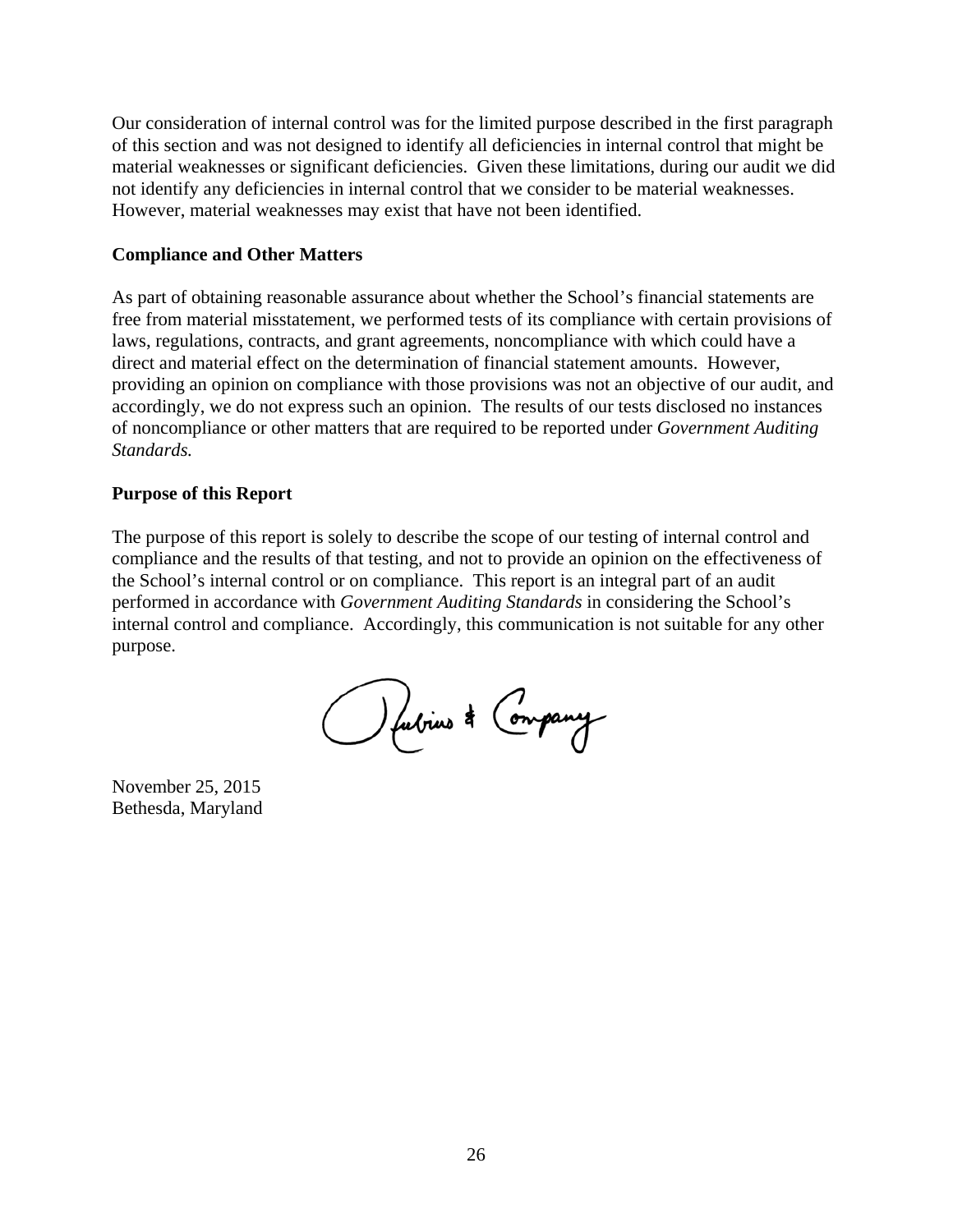Our consideration of internal control was for the limited purpose described in the first paragraph of this section and was not designed to identify all deficiencies in internal control that might be material weaknesses or significant deficiencies. Given these limitations, during our audit we did not identify any deficiencies in internal control that we consider to be material weaknesses. However, material weaknesses may exist that have not been identified.

**Compliance and Other Matters**

As part of obtaining reasonable assurance about whether the School's financial statements are free from material misstatement, we performed tests of its compliance with certain provisions of laws, regulations, contracts, and grant agreements, noncompliance with which could have a direct and material effect on the determination of financial statement amounts. However, providing an opinion on compliance with those provisions was not an objective of our audit, and accordingly, we do not express such an opinion. The results of our tests disclosed no instances of noncompliance or other matters that are required to be reported under *Government Auditing Standards.*

**Purpose of this Report**

The purpose of this report is solely to describe the scope of our testing of internal control and compliance and the results of that testing, and not to provide an opinion on the effectiveness of the School's internal control or on compliance. This report is an integral part of an audit performed in accordance with *Government Auditing Standards* in considering the School's internal control and compliance. Accordingly, this communication is not suitable for any other purpose.

Rubino & Company

November 25, 2015
Bethesda, Maryland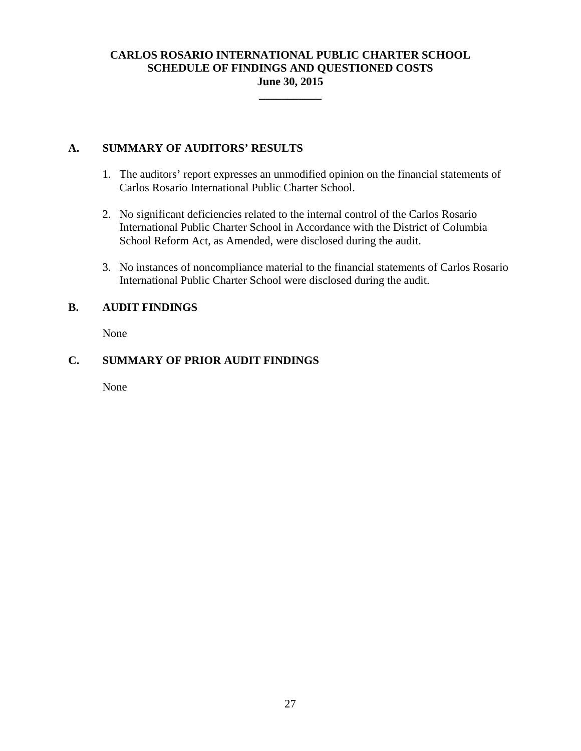**CARLOS ROSARIO INTERNATIONAL PUBLIC CHARTER SCHOOL**
**SCHEDULE OF FINDINGS AND QUESTIONED COSTS**
**June 30, 2015**

## A. SUMMARY OF AUDITORS' RESULTS

1. The auditors' report expresses an unmodified opinion on the financial statements of Carlos Rosario International Public Charter School.

2. No significant deficiencies related to the internal control of the Carlos Rosario International Public Charter School in Accordance with the District of Columbia School Reform Act, as Amended, were disclosed during the audit.

3. No instances of noncompliance material to the financial statements of Carlos Rosario International Public Charter School were disclosed during the audit.

## B. AUDIT FINDINGS

None

## C. SUMMARY OF PRIOR AUDIT FINDINGS

None